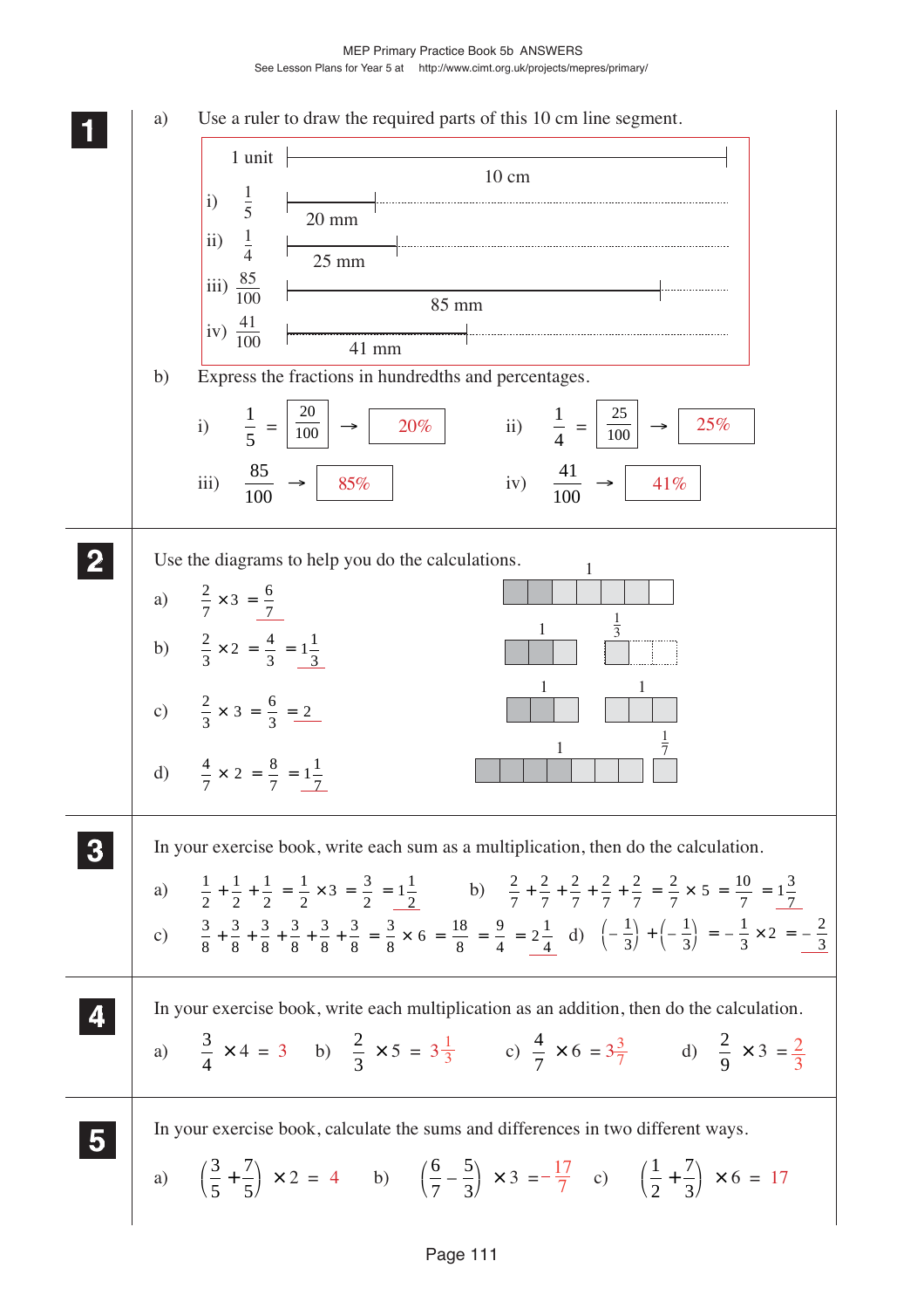## 1

a) Use a ruler to draw the required parts of this 10 cm line segment.

1 unit — 10 cm

i) $\frac{1}{5}$ — 20 mm

ii) $\frac{1}{4}$ — 25 mm

iii) $\frac{85}{100}$ — 85 mm

iv) $\frac{41}{100}$ — 41 mm

b) Express the fractions in hundredths and percentages.

i) $\frac{1}{5} = \frac{20}{100} \rightarrow$ 20%

ii) $\frac{1}{4} = \frac{25}{100} \rightarrow$ 25%

iii) $\frac{85}{100} \rightarrow$ 85%

iv) $\frac{41}{100} \rightarrow$ 41%

## 2

Use the diagrams to help you do the calculations.

a) $\frac{2}{7} \times 3 = \frac{6}{7}$

b) $\frac{2}{3} \times 2 = \frac{4}{3} = 1\frac{1}{3}$

c) $\frac{2}{3} \times 3 = \frac{6}{3} = 2$

d) $\frac{4}{7} \times 2 = \frac{8}{7} = 1\frac{1}{7}$

## 3

In your exercise book, write each sum as a multiplication, then do the calculation.

a) $\frac{1}{2} + \frac{1}{2} + \frac{1}{2} = \frac{1}{2} \times 3 = \frac{3}{2} = 1\frac{1}{2}$

b) $\frac{2}{7} + \frac{2}{7} + \frac{2}{7} + \frac{2}{7} + \frac{2}{7} = \frac{2}{7} \times 5 = \frac{10}{7} = 1\frac{3}{7}$

c) $\frac{3}{8} + \frac{3}{8} + \frac{3}{8} + \frac{3}{8} + \frac{3}{8} + \frac{3}{8} = \frac{3}{8} \times 6 = \frac{18}{8} = \frac{9}{4} = 2\frac{1}{4}$

d) $\left(-\frac{1}{3}\right) + \left(-\frac{1}{3}\right) = -\frac{1}{3} \times 2 = -\frac{2}{3}$

## 4

In your exercise book, write each multiplication as an addition, then do the calculation.

a) $\frac{3}{4} \times 4 = 3$

b) $\frac{2}{3} \times 5 = 3\frac{1}{3}$

c) $\frac{4}{7} \times 6 = 3\frac{3}{7}$

d) $\frac{2}{9} \times 3 = \frac{2}{3}$

## 5

In your exercise book, calculate the sums and differences in two different ways.

a) $\left(\frac{3}{5} + \frac{7}{5}\right) \times 2 = 4$

b) $\left(\frac{6}{7} - \frac{5}{3}\right) \times 3 = -\frac{17}{7}$

c) $\left(\frac{1}{2} + \frac{7}{3}\right) \times 6 = 17$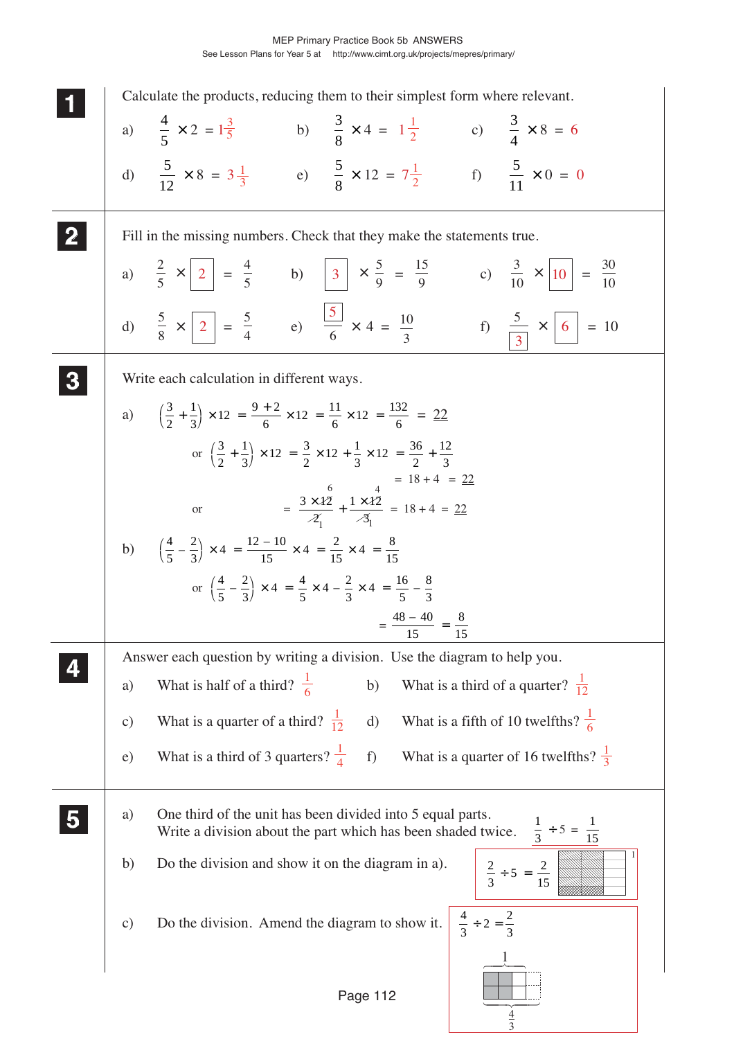MEP Primary Practice Book 5b ANSWERS

See Lesson Plans for Year 5 at http://www.cimt.org.uk/projects/mepres/primary/

**1** Calculate the products, reducing them to their simplest form where relevant.

a) $\frac{4}{5} \times 2 = 1\frac{3}{5}$  b) $\frac{3}{8} \times 4 = 1\frac{1}{2}$  c) $\frac{3}{4} \times 8 = 6$

d) $\frac{5}{12} \times 8 = 3\frac{1}{3}$  e) $\frac{5}{8} \times 12 = 7\frac{1}{2}$  f) $\frac{5}{11} \times 0 = 0$

**2** Fill in the missing numbers. Check that they make the statements true.

a) $\frac{2}{5} \times \boxed{2} = \frac{4}{5}$  b) $\boxed{3} \times \frac{5}{9} = \frac{15}{9}$  c) $\frac{3}{10} \times \boxed{10} = \frac{30}{10}$

d) $\frac{5}{8} \times \boxed{2} = \frac{5}{4}$  e) $\frac{\boxed{5}}{6} \times 4 = \frac{10}{3}$  f) $\frac{5}{\boxed{3}} \times \boxed{6} = 10$

**3** Write each calculation in different ways.

a) $\left(\frac{3}{2} + \frac{1}{3}\right) \times 12 = \frac{9+2}{6} \times 12 = \frac{11}{6} \times 12 = \frac{132}{6} = \underline{22}$

or $\left(\frac{3}{2} + \frac{1}{3}\right) \times 12 = \frac{3}{2} \times 12 + \frac{1}{3} \times 12 = \frac{36}{2} + \frac{12}{3}$

$= 18 + 4 = \underline{22}$

or $= \frac{3 \times \cancel{12}^{6}}{\cancel{2}_{1}} + \frac{1 \times \cancel{12}^{4}}{\cancel{3}_{1}} = 18 + 4 = \underline{22}$

b) $\left(\frac{4}{5} - \frac{2}{3}\right) \times 4 = \frac{12-10}{15} \times 4 = \frac{2}{15} \times 4 = \frac{8}{15}$

or $\left(\frac{4}{5} - \frac{2}{3}\right) \times 4 = \frac{4}{5} \times 4 - \frac{2}{3} \times 4 = \frac{16}{5} - \frac{8}{3}$

$= \frac{48-40}{15} = \frac{8}{15}$

**4** Answer each question by writing a division. Use the diagram to help you.

a) What is half of a third? $\frac{1}{6}$  b) What is a third of a quarter? $\frac{1}{12}$

c) What is a quarter of a third? $\frac{1}{12}$  d) What is a fifth of 10 twelfths? $\frac{1}{6}$

e) What is a third of 3 quarters? $\frac{1}{4}$  f) What is a quarter of 16 twelfths? $\frac{1}{3}$

**5**

a) One third of the unit has been divided into 5 equal parts. Write a division about the part which has been shaded twice. $\frac{1}{3} \div 5 = \frac{1}{15}$

b) Do the division and show it on the diagram in a). $\frac{2}{3} \div 5 = \frac{2}{15}$

c) Do the division. Amend the diagram to show it. $\frac{4}{3} \div 2 = \frac{2}{3}$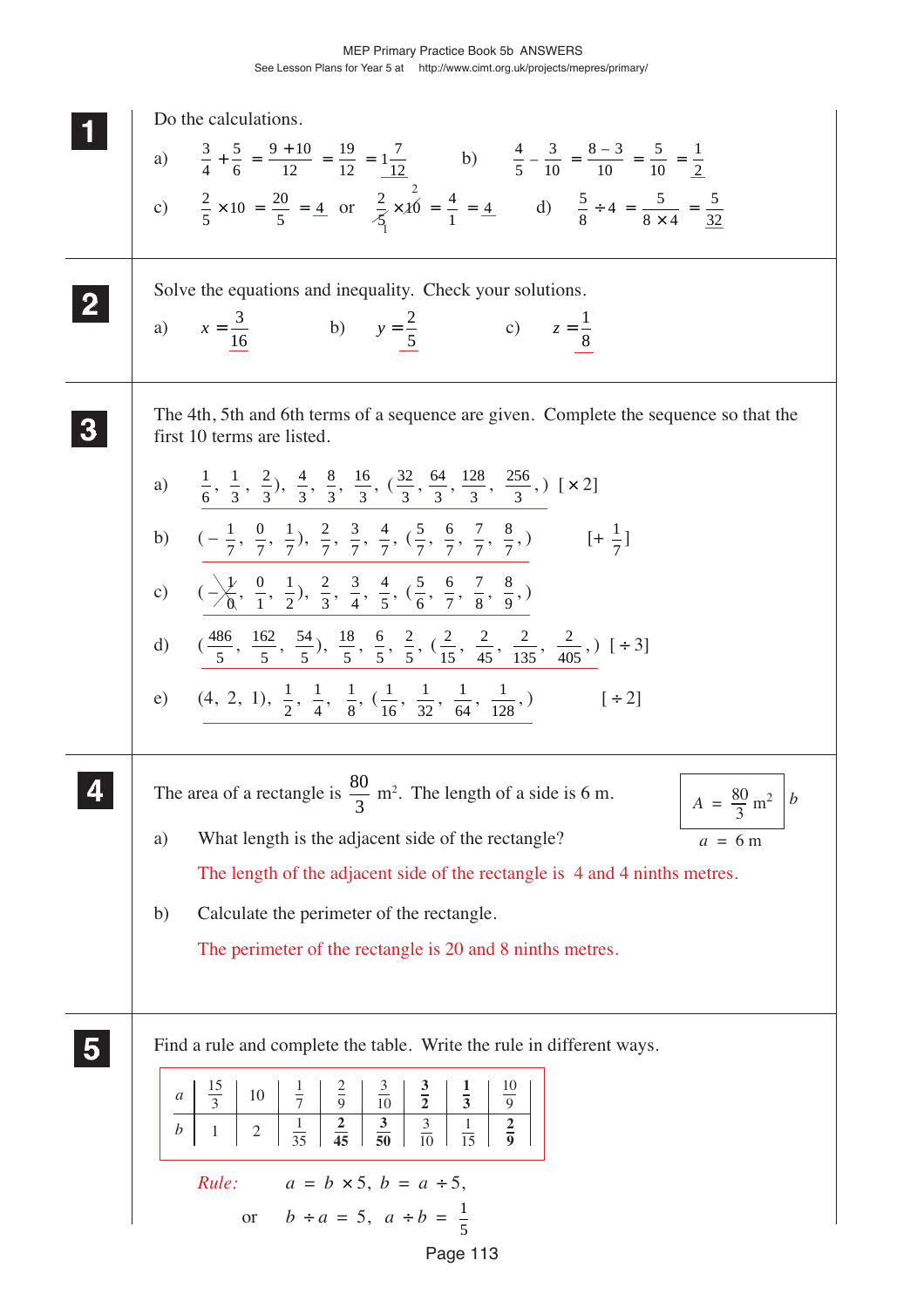**1** Do the calculations.

a) $\frac{3}{4} + \frac{5}{6} = \frac{9+10}{12} = \frac{19}{12} = 1\frac{7}{12}$

b) $\frac{4}{5} - \frac{3}{10} = \frac{8-3}{10} = \frac{5}{10} = \frac{1}{2}$

c) $\frac{2}{5} \times 10 = \frac{20}{5} = 4$ or $\frac{2}{\cancel{5}_1} \times \cancel{10}^2 = \frac{4}{1} = 4$

d) $\frac{5}{8} \div 4 = \frac{5}{8 \times 4} = \frac{5}{32}$

**2** Solve the equations and inequality. Check your solutions.

a) $x = \frac{3}{16}$  b) $y = \frac{2}{5}$  c) $z = \frac{1}{8}$

**3** The 4th, 5th and 6th terms of a sequence are given. Complete the sequence so that the first 10 terms are listed.

a) $\frac{1}{6}, \frac{1}{3}, \frac{2}{3}), \frac{4}{3}, \frac{8}{3}, \frac{16}{3}, (\frac{32}{3}, \frac{64}{3}, \frac{128}{3}, \frac{256}{3},)$  $[\times 2]$

b) $(-\frac{1}{7}, \frac{0}{7}, \frac{1}{7}), \frac{2}{7}, \frac{3}{7}, \frac{4}{7}, (\frac{5}{7}, \frac{6}{7}, \frac{7}{7}, \frac{8}{7},)$  $[+\frac{1}{7}]$

c) $(-\cancel{\frac{1}{0}}, \frac{0}{1}, \frac{1}{2}), \frac{2}{3}, \frac{3}{4}, \frac{4}{5}, (\frac{5}{6}, \frac{6}{7}, \frac{7}{8}, \frac{8}{9},)$

d) $(\frac{486}{5}, \frac{162}{5}, \frac{54}{5}), \frac{18}{5}, \frac{6}{5}, \frac{2}{5}, (\frac{2}{15}, \frac{2}{45}, \frac{2}{135}, \frac{2}{405},)$  $[\div 3]$

e) $(4, 2, 1), \frac{1}{2}, \frac{1}{4}, \frac{1}{8}, (\frac{1}{16}, \frac{1}{32}, \frac{1}{64}, \frac{1}{128},)$  $[\div 2]$

**4** The area of a rectangle is $\frac{80}{3}$ m². The length of a side is 6 m.

$A = \frac{80}{3}$ m², $b$; $a = 6$ m

a) What length is the adjacent side of the rectangle?

The length of the adjacent side of the rectangle is 4 and 4 ninths metres.

b) Calculate the perimeter of the rectangle.

The perimeter of the rectangle is 20 and 8 ninths metres.

**5** Find a rule and complete the table. Write the rule in different ways.

| $a$ | $\frac{15}{3}$ | 10 | $\frac{1}{7}$ | $\frac{2}{9}$ | $\frac{3}{10}$ | $\mathbf{\frac{3}{2}}$ | $\mathbf{\frac{1}{3}}$ | $\frac{10}{9}$ |
|---|---|---|---|---|---|---|---|---|
| $b$ | 1 | 2 | $\frac{1}{35}$ | $\mathbf{\frac{2}{45}}$ | $\mathbf{\frac{3}{50}}$ | $\frac{3}{10}$ | $\frac{1}{15}$ | $\mathbf{\frac{2}{9}}$ |

*Rule:* $a = b \times 5$, $b = a \div 5$,

or $b \div a = 5$, $a \div b = \frac{1}{5}$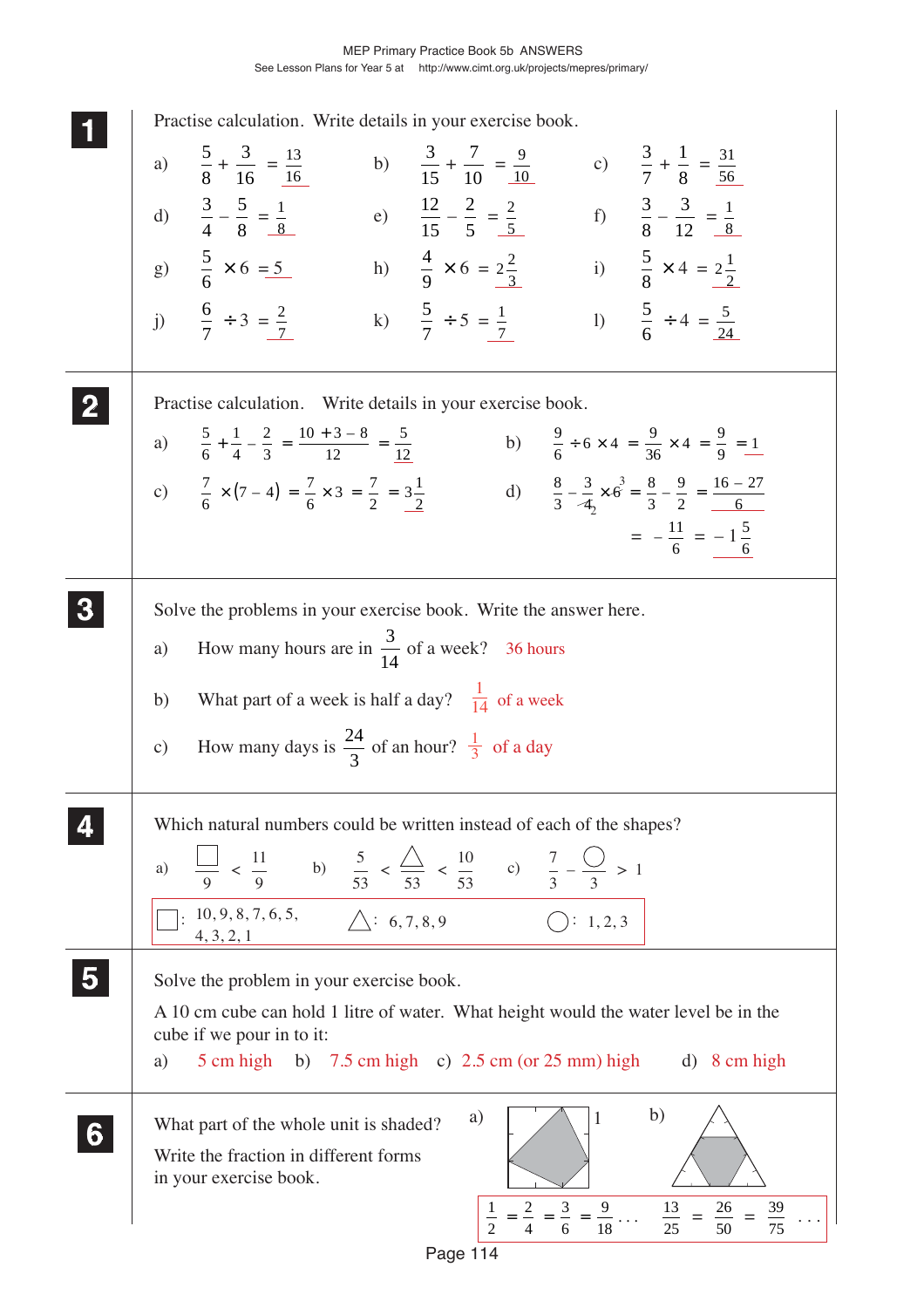MEP Primary Practice Book 5b ANSWERS
See Lesson Plans for Year 5 at http://www.cimt.org.uk/projects/mepres/primary/

## 1

Practise calculation. Write details in your exercise book.

a) $\frac{5}{8} + \frac{3}{16} = \frac{13}{16}$  b) $\frac{3}{15} + \frac{7}{10} = \frac{9}{10}$  c) $\frac{3}{7} + \frac{1}{8} = \frac{31}{56}$

d) $\frac{3}{4} - \frac{5}{8} = \frac{1}{8}$  e) $\frac{12}{15} - \frac{2}{5} = \frac{2}{5}$  f) $\frac{3}{8} - \frac{3}{12} = \frac{1}{8}$

g) $\frac{5}{6} \times 6 = 5$  h) $\frac{4}{9} \times 6 = 2\frac{2}{3}$  i) $\frac{5}{8} \times 4 = 2\frac{1}{2}$

j) $\frac{6}{7} \div 3 = \frac{2}{7}$  k) $\frac{5}{7} \div 5 = \frac{1}{7}$  l) $\frac{5}{6} \div 4 = \frac{5}{24}$

## 2

Practise calculation. Write details in your exercise book.

a) $\frac{5}{6} + \frac{1}{4} - \frac{2}{3} = \frac{10 + 3 - 8}{12} = \frac{5}{12}$

b) $\frac{9}{6} \div 6 \times 4 = \frac{9}{36} \times 4 = \frac{9}{9} = 1$

c) $\frac{7}{6} \times (7 - 4) = \frac{7}{6} \times 3 = \frac{7}{2} = 3\frac{1}{2}$

d) $\frac{8}{3} - \frac{3}{4} \times 6 = \frac{8}{3} - \frac{9}{2} = \frac{16 - 27}{6} = -\frac{11}{6} = -1\frac{5}{6}$

## 3

Solve the problems in your exercise book. Write the answer here.

a) How many hours are in $\frac{3}{14}$ of a week? 36 hours

b) What part of a week is half a day? $\frac{1}{14}$ of a week

c) How many days is $\frac{24}{3}$ of an hour? $\frac{1}{3}$ of a day

## 4

Which natural numbers could be written instead of each of the shapes?

a) $\frac{\square}{9} < \frac{11}{9}$  b) $\frac{5}{53} < \frac{\triangle}{53} < \frac{10}{53}$  c) $\frac{7}{3} - \frac{\bigcirc}{3} > 1$

$\square$: 10, 9, 8, 7, 6, 5, 4, 3, 2, 1  $\triangle$: 6, 7, 8, 9  $\bigcirc$: 1, 2, 3

## 5

Solve the problem in your exercise book.

A 10 cm cube can hold 1 litre of water. What height would the water level be in the cube if we pour in to it:

a) 5 cm high  b) 7.5 cm high  c) 2.5 cm (or 25 mm) high  d) 8 cm high

## 6

What part of the whole unit is shaded?

Write the fraction in different forms in your exercise book.

a) $\frac{1}{2} = \frac{2}{4} = \frac{3}{6} = \frac{9}{18} \ldots$

b) $\frac{13}{25} = \frac{26}{50} = \frac{39}{75} \ldots$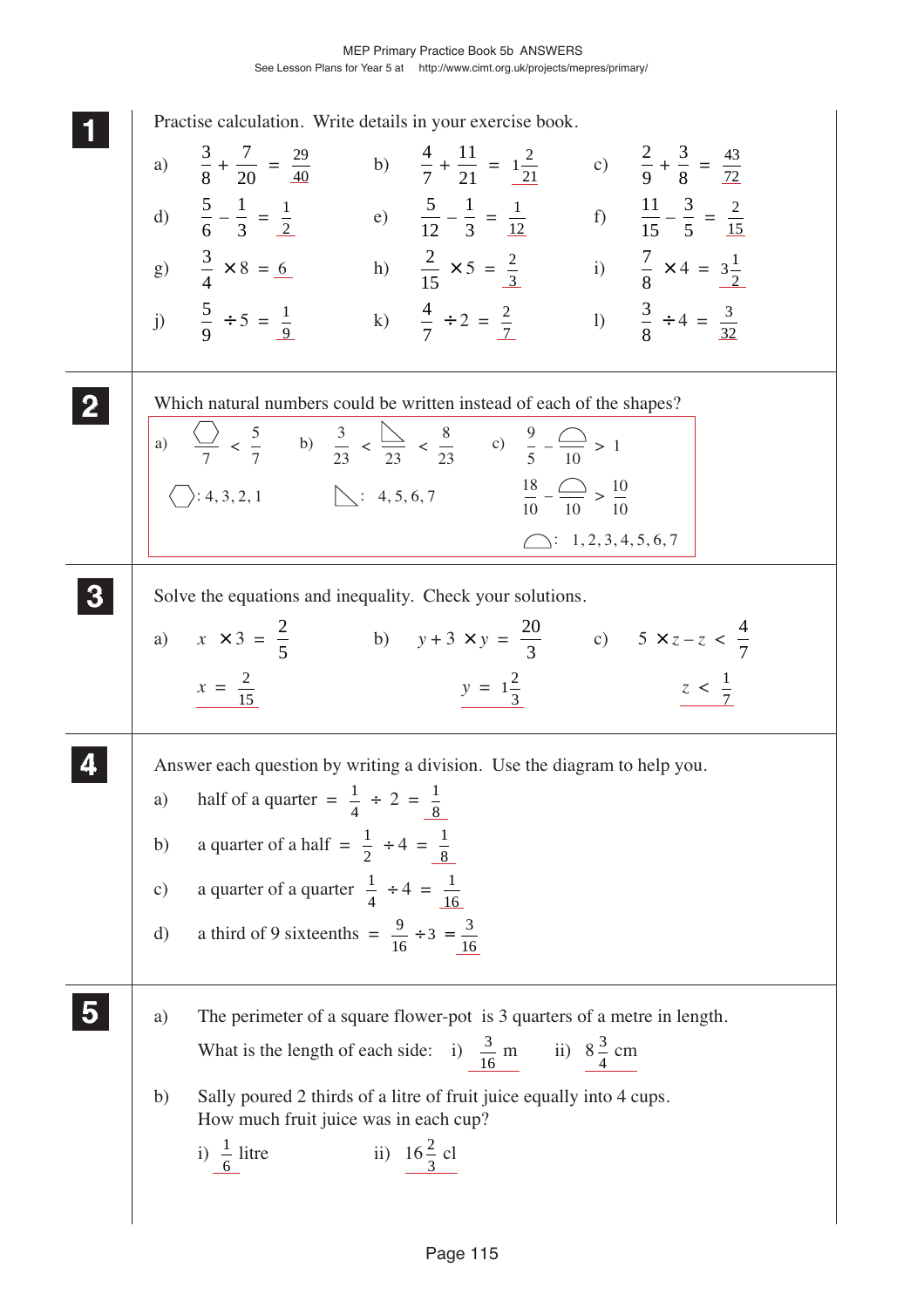## 1

Practise calculation. Write details in your exercise book.

a) $\frac{3}{8} + \frac{7}{20} = \frac{29}{40}$  b) $\frac{4}{7} + \frac{11}{21} = 1\frac{2}{21}$  c) $\frac{2}{9} + \frac{3}{8} = \frac{43}{72}$

d) $\frac{5}{6} - \frac{1}{3} = \frac{1}{2}$  e) $\frac{5}{12} - \frac{1}{3} = \frac{1}{12}$  f) $\frac{11}{15} - \frac{3}{5} = \frac{2}{15}$

g) $\frac{3}{4} \times 8 = 6$  h) $\frac{2}{15} \times 5 = \frac{2}{3}$  i) $\frac{7}{8} \times 4 = 3\frac{1}{2}$

j) $\frac{5}{9} \div 5 = \frac{1}{9}$  k) $\frac{4}{7} \div 2 = \frac{2}{7}$  l) $\frac{3}{8} \div 4 = \frac{3}{32}$

## 2

Which natural numbers could be written instead of each of the shapes?

a) $\frac{⬡}{7} < \frac{5}{7}$

⬡: 4, 3, 2, 1

b) $\frac{3}{23} < \frac{◺}{23} < \frac{8}{23}$

◺: 4, 5, 6, 7

c) $\frac{9}{5} - \frac{◓}{10} > 1$

$\frac{18}{10} - \frac{◓}{10} > \frac{10}{10}$

◓: 1, 2, 3, 4, 5, 6, 7

## 3

Solve the equations and inequality. Check your solutions.

a) $x \times 3 = \frac{2}{5}$

$x = \frac{2}{15}$

b) $y + 3 \times y = \frac{20}{3}$

$y = 1\frac{2}{3}$

c) $5 \times z - z < \frac{4}{7}$

$z < \frac{1}{7}$

## 4

Answer each question by writing a division. Use the diagram to help you.

a) half of a quarter $= \frac{1}{4} \div 2 = \frac{1}{8}$

b) a quarter of a half $= \frac{1}{2} \div 4 = \frac{1}{8}$

c) a quarter of a quarter $\frac{1}{4} \div 4 = \frac{1}{16}$

d) a third of 9 sixteenths $= \frac{9}{16} \div 3 = \frac{3}{16}$

## 5

a) The perimeter of a square flower-pot is 3 quarters of a metre in length.

What is the length of each side: i) $\frac{3}{16}$ m  ii) $8\frac{3}{4}$ cm

b) Sally poured 2 thirds of a litre of fruit juice equally into 4 cups.
How much fruit juice was in each cup?

i) $\frac{1}{6}$ litre  ii) $16\frac{2}{3}$ cl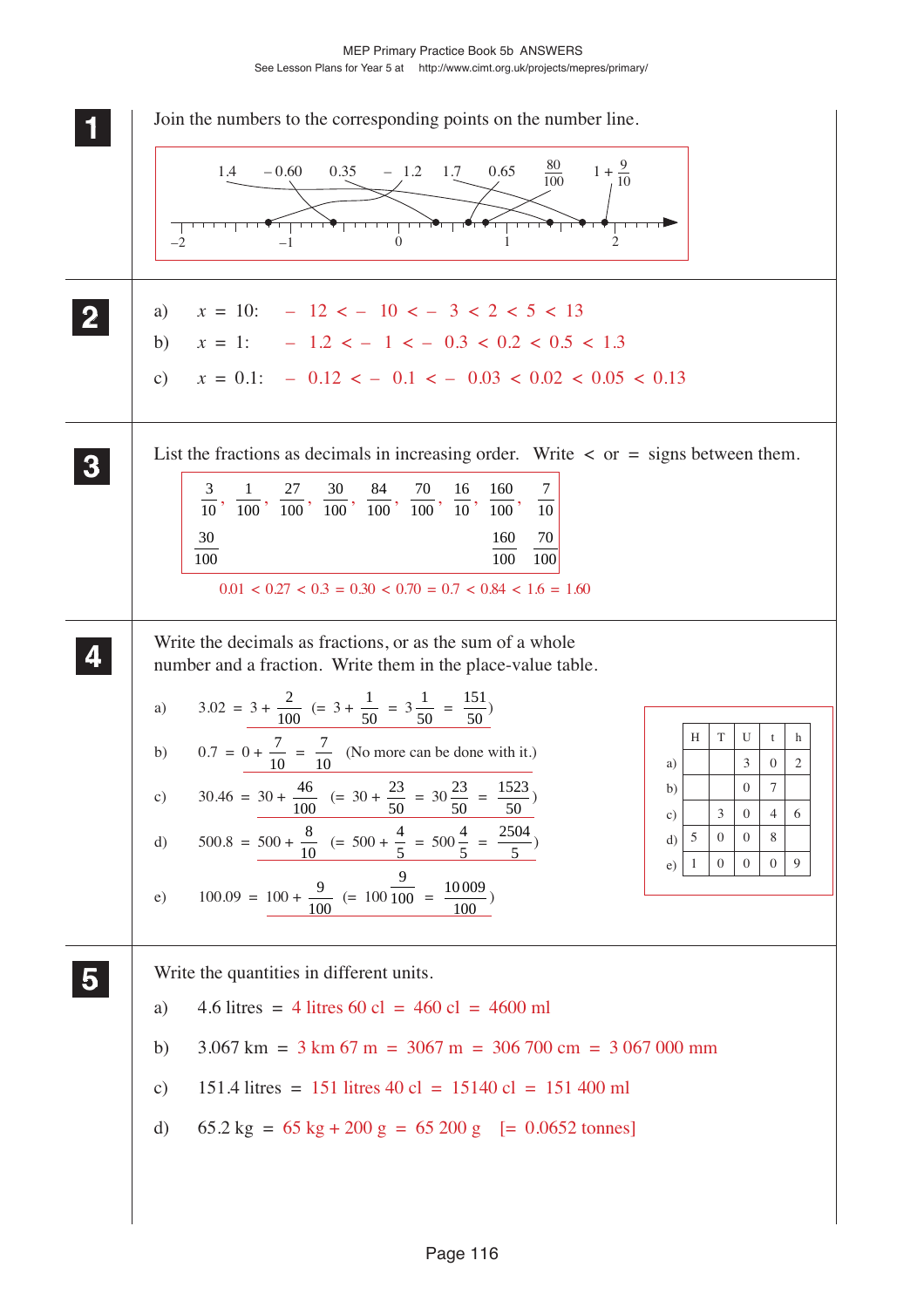**1** Join the numbers to the corresponding points on the number line.

1.4  – 0.60  0.35  – 1.2  1.7  0.65  $\frac{80}{100}$  $1 + \frac{9}{10}$

–2  –1  0  1  2

**2**

a) $x = 10$: $-12 < -10 < -3 < 2 < 5 < 13$

b) $x = 1$: $-1.2 < -1 < -0.3 < 0.2 < 0.5 < 1.3$

c) $x = 0.1$: $-0.12 < -0.1 < -0.03 < 0.02 < 0.05 < 0.13$

**3** List the fractions as decimals in increasing order. Write < or = signs between them.

$\frac{3}{10}$, $\frac{1}{100}$, $\frac{27}{100}$, $\frac{30}{100}$, $\frac{84}{100}$, $\frac{70}{100}$, $\frac{16}{10}$, $\frac{160}{100}$, $\frac{7}{10}$

$\frac{30}{100}$  $\frac{160}{100}$  $\frac{70}{100}$

0.01 < 0.27 < 0.3 = 0.30 < 0.70 = 0.7 < 0.84 < 1.6 = 1.60

**4** Write the decimals as fractions, or as the sum of a whole number and a fraction. Write them in the place-value table.

a) $3.02 = 3 + \frac{2}{100}$ $\left(= 3 + \frac{1}{50} = 3\frac{1}{50} = \frac{151}{50}\right)$

b) $0.7 = 0 + \frac{7}{10} = \frac{7}{10}$ (No more can be done with it.)

c) $30.46 = 30 + \frac{46}{100}$ $\left(= 30 + \frac{23}{50} = 30\frac{23}{50} = \frac{1523}{50}\right)$

d) $500.8 = 500 + \frac{8}{10}$ $\left(= 500 + \frac{4}{5} = 500\frac{4}{5} = \frac{2504}{5}\right)$

e) $100.09 = 100 + \frac{9}{100}$ $\left(= 100\frac{9}{100} = \frac{10\,009}{100}\right)$

|  | H | T | U | t | h |
|---|---|---|---|---|---|
| a) |  |  | 3 | 0 | 2 |
| b) |  |  | 0 | 7 |  |
| c) |  | 3 | 0 | 4 | 6 |
| d) | 5 | 0 | 0 | 8 |  |
| e) | 1 | 0 | 0 | 0 | 9 |

**5** Write the quantities in different units.

a) 4.6 litres = 4 litres 60 cl = 460 cl = 4600 ml

b) 3.067 km = 3 km 67 m = 3067 m = 306 700 cm = 3 067 000 mm

c) 151.4 litres = 151 litres 40 cl = 15140 cl = 151 400 ml

d) 65.2 kg = 65 kg + 200 g = 65 200 g [= 0.0652 tonnes]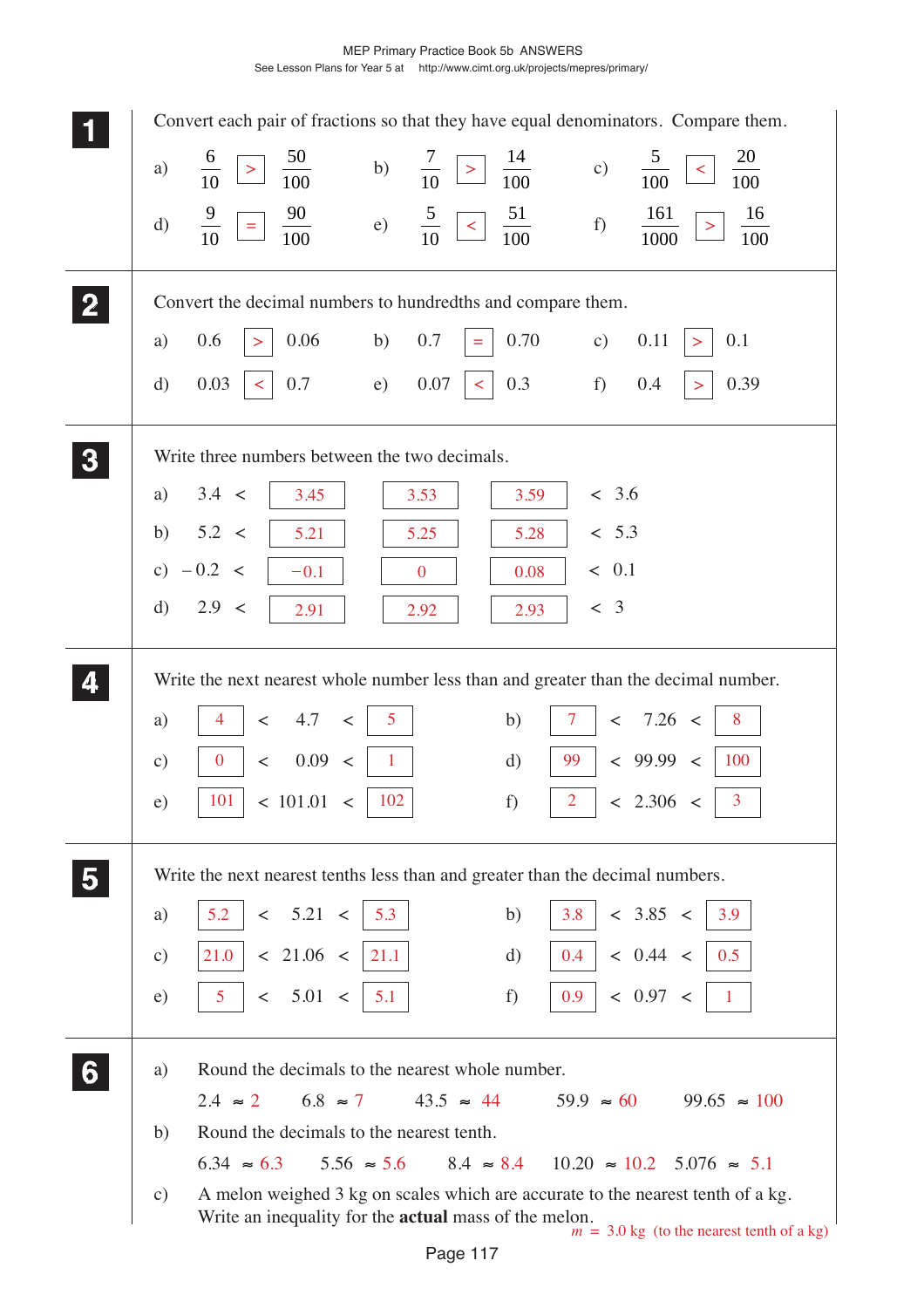**1** Convert each pair of fractions so that they have equal denominators. Compare them.

a) $\frac{6}{10}$ > $\frac{50}{100}$  b) $\frac{7}{10}$ > $\frac{14}{100}$  c) $\frac{5}{100}$ < $\frac{20}{100}$

d) $\frac{9}{10}$ = $\frac{90}{100}$  e) $\frac{5}{10}$ < $\frac{51}{100}$  f) $\frac{161}{1000}$ > $\frac{16}{100}$

**2** Convert the decimal numbers to hundredths and compare them.

a) 0.6 > 0.06  b) 0.7 = 0.70  c) 0.11 > 0.1

d) 0.03 < 0.7  e) 0.07 < 0.3  f) 0.4 > 0.39

**3** Write three numbers between the two decimals.

a) 3.4 < 3.45, 3.53, 3.59 < 3.6

b) 5.2 < 5.21, 5.25, 5.28 < 5.3

c) −0.2 < −0.1, 0, 0.08 < 0.1

d) 2.9 < 2.91, 2.92, 2.93 < 3

**4** Write the next nearest whole number less than and greater than the decimal number.

a) 4 < 4.7 < 5  b) 7 < 7.26 < 8

c) 0 < 0.09 < 1  d) 99 < 99.99 < 100

e) 101 < 101.01 < 102  f) 2 < 2.306 < 3

**5** Write the next nearest tenths less than and greater than the decimal numbers.

a) 5.2 < 5.21 < 5.3  b) 3.8 < 3.85 < 3.9

c) 21.0 < 21.06 < 21.1  d) 0.4 < 0.44 < 0.5

e) 5 < 5.01 < 5.1  f) 0.9 < 0.97 < 1

**6**

a) Round the decimals to the nearest whole number.

2.4 ≈ 2  6.8 ≈ 7  43.5 ≈ 44  59.9 ≈ 60  99.65 ≈ 100

b) Round the decimals to the nearest tenth.

6.34 ≈ 6.3  5.56 ≈ 5.6  8.4 ≈ 8.4  10.20 ≈ 10.2  5.076 ≈ 5.1

c) A melon weighed 3 kg on scales which are accurate to the nearest tenth of a kg. Write an inequality for the **actual** mass of the melon.

$m$ = 3.0 kg (to the nearest tenth of a kg)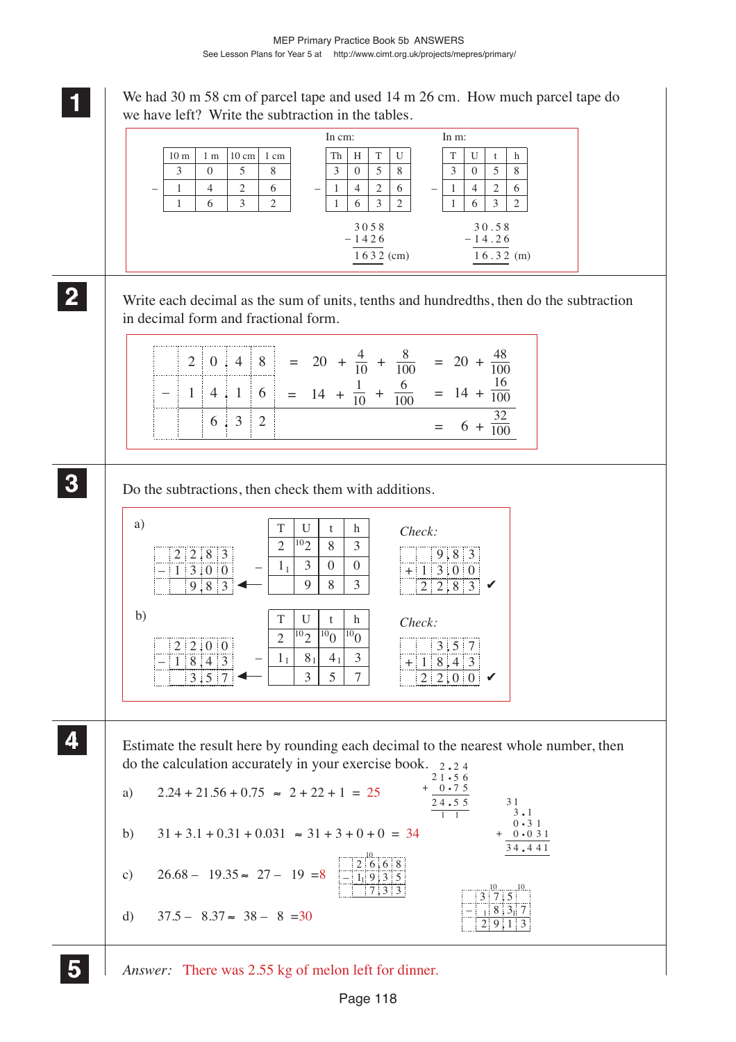**1** We had 30 m 58 cm of parcel tape and used 14 m 26 cm. How much parcel tape do we have left? Write the subtraction in the tables.

| | 10 m | 1 m | 10 cm | 1 cm |
|---|---|---|---|---|
| | 3 | 0 | 5 | 8 |
| – | 1 | 4 | 2 | 6 |
| | 1 | 6 | 3 | 2 |

In cm:

| | Th | H | T | U |
|---|---|---|---|---|
| | 3 | 0 | 5 | 8 |
| – | 1 | 4 | 2 | 6 |
| | 1 | 6 | 3 | 2 |

$$3058 - 1426 = 1632 \text{ (cm)}$$

In m:

| | T | U | t | h |
|---|---|---|---|---|
| | 3 | 0 | 5 | 8 |
| – | 1 | 4 | 2 | 6 |
| | 1 | 6 | 3 | 2 |

$$30.58 - 14.26 = 16.32 \text{ (m)}$$

**2** Write each decimal as the sum of units, tenths and hundredths, then do the subtraction in decimal form and fractional form.

$$20.48 = 20 + \frac{4}{10} + \frac{8}{100} = 20 + \frac{48}{100}$$

$$-\ 14.16 = 14 + \frac{1}{10} + \frac{6}{100} = 14 + \frac{16}{100}$$

$$6.32 = 6 + \frac{32}{100}$$

**3** Do the subtractions, then check them with additions.

a)

| | T | U | t | h |
|---|---|---|---|---|
| | 2 | $^{10}2$ | 8 | 3 |
| – | $1_1$ | 3 | 0 | 0 |
| | | 9 | 8 | 3 |

$22.83 - 13.00 = 9.83$

*Check:* $9.83 + 13.00 = 22.83$ ✔

b)

| | T | U | t | h |
|---|---|---|---|---|
| | 2 | $^{10}2$ | $^{10}0$ | $^{10}0$ |
| – | $1_1$ | $8_1$ | $4_1$ | 3 |
| | | 3 | 5 | 7 |

$22.00 - 18.43 = 3.57$

*Check:* $3.57 + 18.43 = 22.00$ ✔

**4** Estimate the result here by rounding each decimal to the nearest whole number, then do the calculation accurately in your exercise book.

a) $2.24 + 21.56 + 0.75 \approx 2 + 22 + 1 = 25$ — accurately: $2.24 + 21.56 + 0.75 = 24.55$

b) $31 + 3.1 + 0.31 + 0.031 \approx 31 + 3 + 0 + 0 = 34$ — accurately: $31 + 3.1 + 0.31 + 0.031 = 34.441$

c) $26.68 - 19.35 \approx 27 - 19 = 8$ — accurately: $26.68 - 19.35 = 7.33$

d) $37.5 - 8.37 \approx 38 - 8 = 30$ — accurately: $37.50 - 8.37 = 29.13$

**5** *Answer:* There was 2.55 kg of melon left for dinner.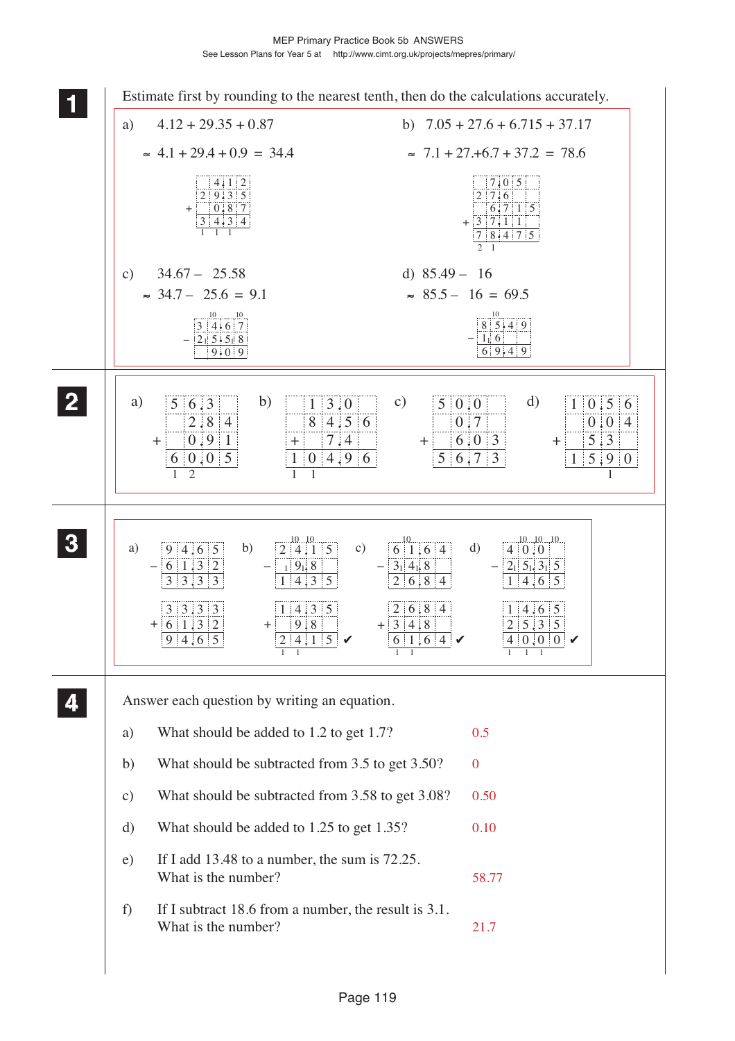**1** Estimate first by rounding to the nearest tenth, then do the calculations accurately.

a) $4.12 + 29.35 + 0.87$

$\approx 4.1 + 29.4 + 0.9 = 34.4$

```
    4.12
   29.35
+   0.87
   34.34
  1  1 1
```

b) $7.05 + 27.6 + 6.715 + 37.17$

$\approx 7.1 + 27.6 + 6.7 + 37.2 = 78.6$

```
    7.05
   27.6
    6.715
+  37.11
   78.475
   2 1
```

c) $34.67 - 25.58$

$\approx 34.7 - 25.6 = 9.1$

```
   34.67
-  25.58
    9.09
```

d) $85.49 - 16$

$\approx 85.5 - 16 = 69.5$

```
   85.49
-  16
   69.49
```

**2**

a)
```
   56.3
    2.84
+   0.91
   60.05
   1 2
```

b)
```
    130
    84.56
+    7.4
   104.96
   1 1
```

c)
```
   50.0
    0.7
+   6.03
   56.73
```

d)
```
   10.56
    0.04
+   5.3
   15.90
      1
```

**3**

a)
```
   94.65
-  61.32
   33.33

   33.33
+  61.32
   94.65
```

b)
```
   24.15
-   9.8
   14.35

   14.35
+   9.8
   24.15 ✔
   1 1
```

c)
```
   61.64
-  34.8
   26.84

   26.84
+  34.8
   61.64 ✔
   1 1
```

d)
```
   40.0
-  25.35
   14.65

   14.65
+  25.35
   40.00 ✔
   1 1 1
```

**4** Answer each question by writing an equation.

a) What should be added to 1.2 to get 1.7? 0.5

b) What should be subtracted from 3.5 to get 3.50? 0

c) What should be subtracted from 3.58 to get 3.08? 0.50

d) What should be added to 1.25 to get 1.35? 0.10

e) If I add 13.48 to a number, the sum is 72.25. What is the number? 58.77

f) If I subtract 18.6 from a number, the result is 3.1. What is the number? 21.7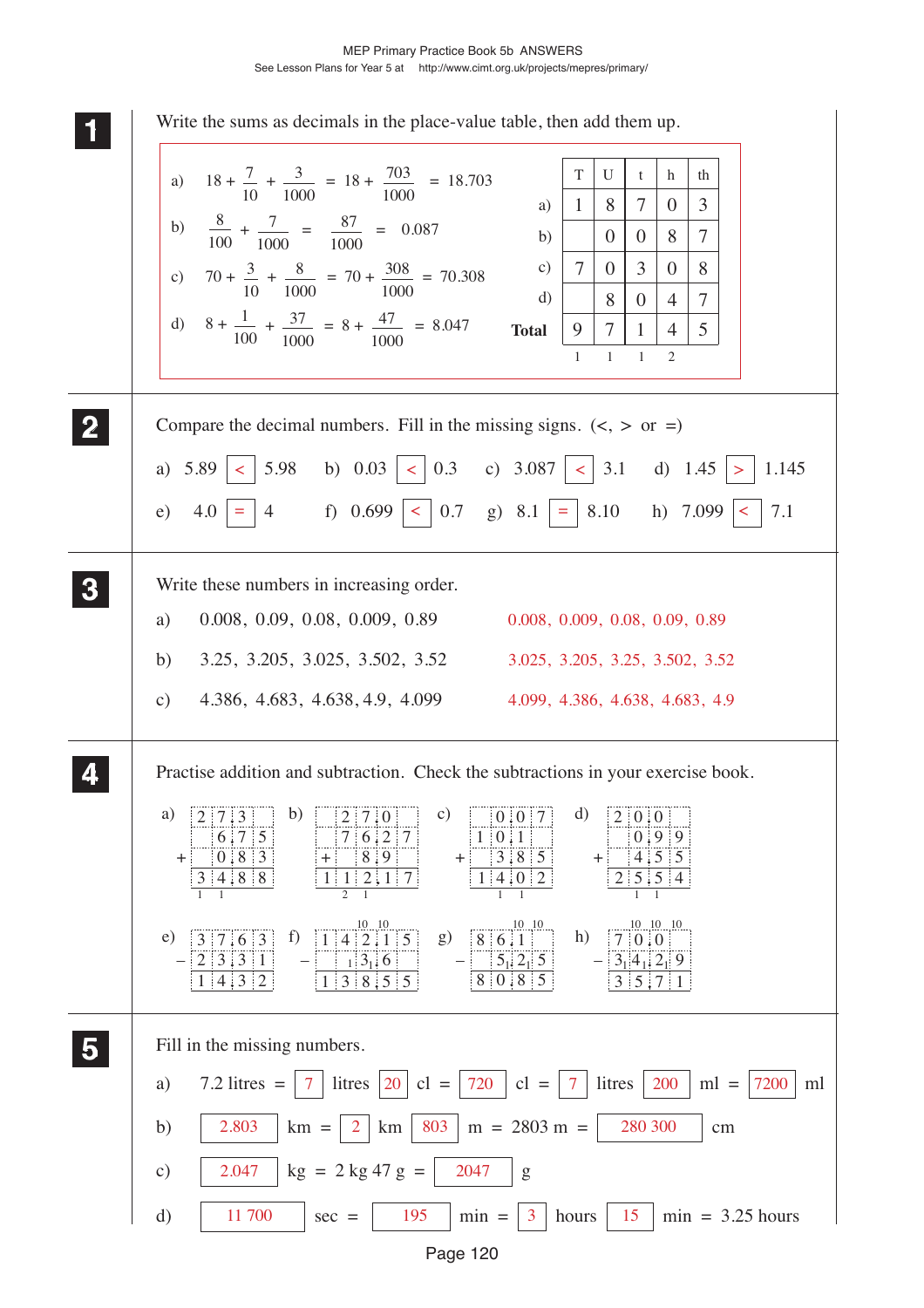**1** Write the sums as decimals in the place-value table, then add them up.

a) $18 + \frac{7}{10} + \frac{3}{1000} = 18 + \frac{703}{1000} = 18.703$

b) $\frac{8}{100} + \frac{7}{1000} = \frac{87}{1000} = 0.087$

c) $70 + \frac{3}{10} + \frac{8}{1000} = 70 + \frac{308}{1000} = 70.308$

d) $8 + \frac{1}{100} + \frac{37}{1000} = 8 + \frac{47}{1000} = 8.047$

| | T | U | t | h | th |
|---|---|---|---|---|---|
| a) | 1 | 8 | 7 | 0 | 3 |
| b) | | 0 | 0 | 8 | 7 |
| c) | 7 | 0 | 3 | 0 | 8 |
| d) | | 8 | 0 | 4 | 7 |
| **Total** | 9 | 7 | 1 | 4 | 5 |
| | 1 | 1 | 1 | 2 | |

**2** Compare the decimal numbers. Fill in the missing signs. (<, > or =)

a) 5.89 < 5.98  b) 0.03 < 0.3  c) 3.087 < 3.1  d) 1.45 > 1.145

e) 4.0 = 4  f) 0.699 < 0.7  g) 8.1 = 8.10  h) 7.099 < 7.1

**3** Write these numbers in increasing order.

a) 0.008, 0.09, 0.08, 0.009, 0.89  0.008, 0.009, 0.08, 0.09, 0.89

b) 3.25, 3.205, 3.025, 3.502, 3.52  3.025, 3.205, 3.25, 3.502, 3.52

c) 4.386, 4.683, 4.638, 4.9, 4.099  4.099, 4.386, 4.638, 4.683, 4.9

**4** Practise addition and subtraction. Check the subtractions in your exercise book.

a) 27.3 + 6.75 + 0.83 = 34.88

b) 270 + 76.27 + 8.9 = 1112.17

c) 0.07 + 10.1 + 3.85 = 14.02

d) 20.0 + 0.99 + 4.55 = 25.54

e) 37.63 − 23.31 = 14.32

f) 142.15 − 3.6 = 138.55

g) 86.1 − 5.25 = 80.85

h) 700 − 342.9 = 357.1

**5** Fill in the missing numbers.

a) 7.2 litres = 7 litres 20 cl = 720 cl = 7 litres 200 ml = 7200 ml

b) 2.803 km = 2 km 803 m = 2803 m = 280 300 cm

c) 2.047 kg = 2 kg 47 g = 2047 g

d) 11 700 sec = 195 min = 3 hours 15 min = 3.25 hours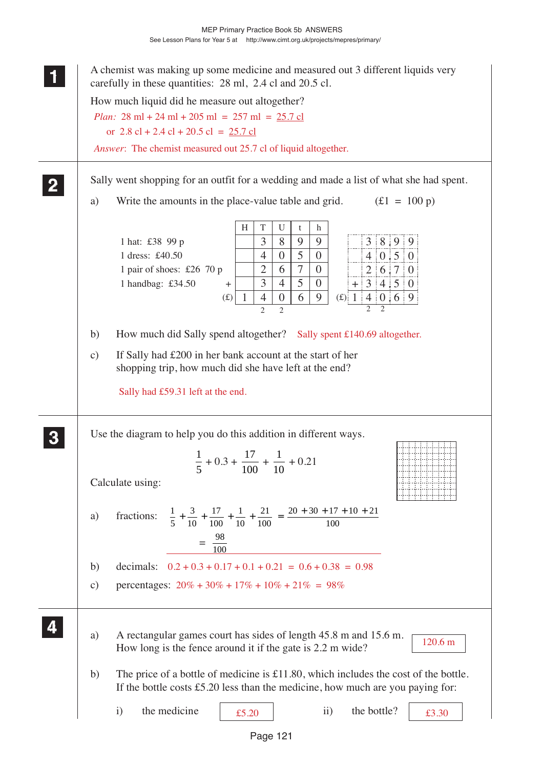**1**

A chemist was making up some medicine and measured out 3 different liquids very carefully in these quantities: 28 ml, 2.4 cl and 20.5 cl.

How much liquid did he measure out altogether?

*Plan:* 28 ml + 24 ml + 205 ml = 257 ml = 25.7 cl

or 2.8 cl + 2.4 cl + 20.5 cl = 25.7 cl

*Answer*: The chemist measured out 25.7 cl of liquid altogether.

**2**

Sally went shopping for an outfit for a wedding and made a list of what she had spent.

a) Write the amounts in the place-value table and grid. (£1 = 100 p)

1 hat: £38 99 p
1 dress: £40.50
1 pair of shoes: £26 70 p
1 handbag: £34.50

| | H | T | U | t | h |
|---|---|---|---|---|---|
| | | 3 | 8 | 9 | 9 |
| | | 4 | 0 | 5 | 0 |
| | | 2 | 6 | 7 | 0 |
| + | | 3 | 4 | 5 | 0 |
| (£) | 1 | 4 | 0 | 6 | 9 |
| | | 2 | 2 | | |

| | | | | | |
|---|---|---|---|---|---|
| | | 3 | 8 . | 9 | 9 |
| | | 4 | 0 . | 5 | 0 |
| | | 2 | 6 . | 7 | 0 |
| + | | 3 | 4 . | 5 | 0 |
| (£) | 1 | 4 | 0 . | 6 | 9 |
| | | 2 | 2 | | |

b) How much did Sally spend altogether? Sally spent £140.69 altogether.

c) If Sally had £200 in her bank account at the start of her shopping trip, how much did she have left at the end?

Sally had £59.31 left at the end.

**3**

Use the diagram to help you do this addition in different ways.

$$\frac{1}{5} + 0.3 + \frac{17}{100} + \frac{1}{10} + 0.21$$

Calculate using:

a) fractions: $\frac{1}{5} + \frac{3}{10} + \frac{17}{100} + \frac{1}{10} + \frac{21}{100} = \frac{20 + 30 + 17 + 10 + 21}{100}$

$= \frac{98}{100}$

b) decimals: 0.2 + 0.3 + 0.17 + 0.1 + 0.21 = 0.6 + 0.38 = 0.98

c) percentages: 20% + 30% + 17% + 10% + 21% = 98%

**4**

a) A rectangular games court has sides of length 45.8 m and 15.6 m. How long is the fence around it if the gate is 2.2 m wide? 120.6 m

b) The price of a bottle of medicine is £11.80, which includes the cost of the bottle. If the bottle costs £5.20 less than the medicine, how much are you paying for:

i) the medicine £5.20 ii) the bottle? £3.30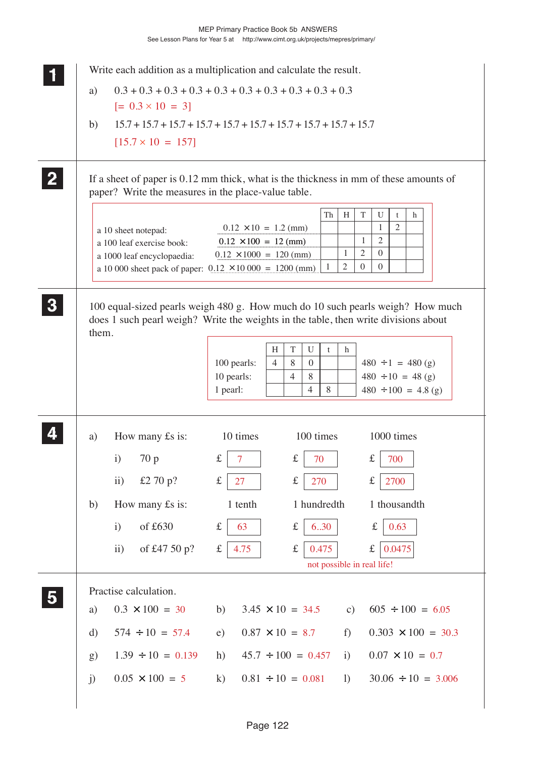**1** Write each addition as a multiplication and calculate the result.

a) 0.3 + 0.3 + 0.3 + 0.3 + 0.3 + 0.3 + 0.3 + 0.3 + 0.3 + 0.3

[= 0.3 × 10 = 3]

b) 15.7 + 15.7 + 15.7 + 15.7 + 15.7 + 15.7 + 15.7 + 15.7 + 15.7 + 15.7

[15.7 × 10 = 157]

**2** If a sheet of paper is 0.12 mm thick, what is the thickness in mm of these amounts of paper? Write the measures in the place-value table.

| | | Th | H | T | U | t | h |
|---|---|---|---|---|---|---|---|
| a 10 sheet notepad: | 0.12 × 10 = 1.2 (mm) | | | | 1 | 2 | |
| a 100 leaf exercise book: | 0.12 × 100 = 12 (mm) | | | 1 | 2 | | |
| a 1000 leaf encyclopaedia: | 0.12 × 1000 = 120 (mm) | | 1 | 2 | 0 | | |
| a 10 000 sheet pack of paper: | 0.12 × 10 000 = 1200 (mm) | 1 | 2 | 0 | 0 | | |

**3** 100 equal-sized pearls weigh 480 g. How much do 10 such pearls weigh? How much does 1 such pearl weigh? Write the weights in the table, then write divisions about them.

| | H | T | U | t | h | |
|---|---|---|---|---|---|---|
| 100 pearls: | 4 | 8 | 0 | | | 480 ÷ 1 = 480 (g) |
| 10 pearls: | | 4 | 8 | | | 480 ÷ 10 = 48 (g) |
| 1 pearl: | | | 4 | 8 | | 480 ÷ 100 = 4.8 (g) |

**4**

a) How many £s is:

| | | 10 times | 100 times | 1000 times |
|---|---|---|---|---|
| i) | 70 p | £ 7 | £ 70 | £ 700 |
| ii) | £2 70 p? | £ 27 | £ 270 | £ 2700 |

b) How many £s is:

| | | 1 tenth | 1 hundredth | 1 thousandth |
|---|---|---|---|---|
| i) | of £630 | £ 63 | £ 6..30 | £ 0.63 |
| ii) | of £47 50 p? | £ 4.75 | £ 0.475 | £ 0.0475 |

not possible in real life!

**5** Practise calculation.

a) 0.3 × 100 = 30 b) 3.45 × 10 = 34.5 c) 605 ÷ 100 = 6.05

d) 574 ÷ 10 = 57.4 e) 0.87 × 10 = 8.7 f) 0.303 × 100 = 30.3

g) 1.39 ÷ 10 = 0.139 h) 45.7 ÷ 100 = 0.457 i) 0.07 × 10 = 0.7

j) 0.05 × 100 = 5 k) 0.81 ÷ 10 = 0.081 l) 30.06 ÷ 10 = 3.006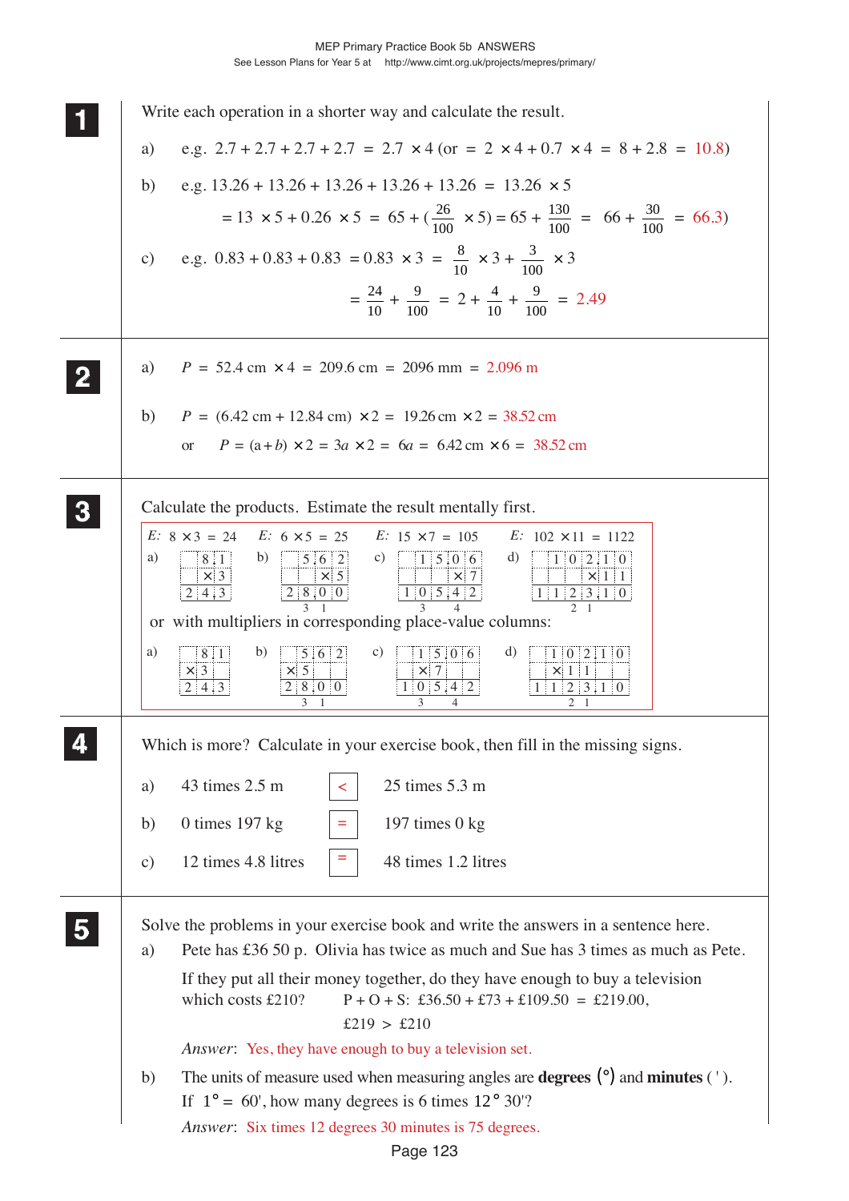**1** Write each operation in a shorter way and calculate the result.

a) e.g. $2.7 + 2.7 + 2.7 + 2.7 = 2.7 \times 4$ (or $= 2 \times 4 + 0.7 \times 4 = 8 + 2.8 = 10.8$)

b) e.g. $13.26 + 13.26 + 13.26 + 13.26 + 13.26 = 13.26 \times 5$

$$= 13 \times 5 + 0.26 \times 5 = 65 + (\frac{26}{100} \times 5) = 65 + \frac{130}{100} = 66 + \frac{30}{100} = 66.3)$$

c) e.g. $0.83 + 0.83 + 0.83 = 0.83 \times 3 = \frac{8}{10} \times 3 + \frac{3}{100} \times 3$

$$= \frac{24}{10} + \frac{9}{100} = 2 + \frac{4}{10} + \frac{9}{100} = 2.49$$

**2**

a) $P = 52.4 \text{ cm} \times 4 = 209.6 \text{ cm} = 2096 \text{ mm} = 2.096 \text{ m}$

b) $P = (6.42 \text{ cm} + 12.84 \text{ cm}) \times 2 = 19.26 \text{ cm} \times 2 = 38.52 \text{ cm}$

or $P = (a + b) \times 2 = 3a \times 2 = 6a = 6.42 \text{ cm} \times 6 = 38.52 \text{ cm}$

**3** Calculate the products. Estimate the result mentally first.

*E*: $8 \times 3 = 24$ *E*: $6 \times 5 = 25$ *E*: $15 \times 7 = 105$ *E*: $102 \times 11 = 1122$

a) $8.1 \times 3 = 24.3$

b) $5.62 \times 5 = 28.10$ (carries: 3, 1)

c) $15.06 \times 7 = 105.42$ (carries: 3, 4)

d) $102.10 \times 1.1 = 112.310$ (carries: 2, 1)

or with multipliers in corresponding place-value columns:

a) $8.1 \times 3 = 24.3$

b) $5.62 \times 5 = 28.00$ (carries: 3, 1)

c) $15.06 \times 7 = 105.42$ (carries: 3, 4)

d) $102.10 \times 1.1 = 112.310$ (carries: 2, 1)

**4** Which is more? Calculate in your exercise book, then fill in the missing signs.

a) 43 times 2.5 m [ < ] 25 times 5.3 m

b) 0 times 197 kg [ = ] 197 times 0 kg

c) 12 times 4.8 litres [ = ] 48 times 1.2 litres

**5** Solve the problems in your exercise book and write the answers in a sentence here.

a) Pete has £36 50 p. Olivia has twice as much and Sue has 3 times as much as Pete.

If they put all their money together, do they have enough to buy a television which costs £210? P + O + S: £36.50 + £73 + £109.50 = £219.00,

£219 > £210

*Answer*: Yes, they have enough to buy a television set.

b) The units of measure used when measuring angles are **degrees** (°) and **minutes** ( ' ).

If $1° = 60'$, how many degrees is 6 times $12° \; 30'$?

*Answer*: Six times 12 degrees 30 minutes is 75 degrees.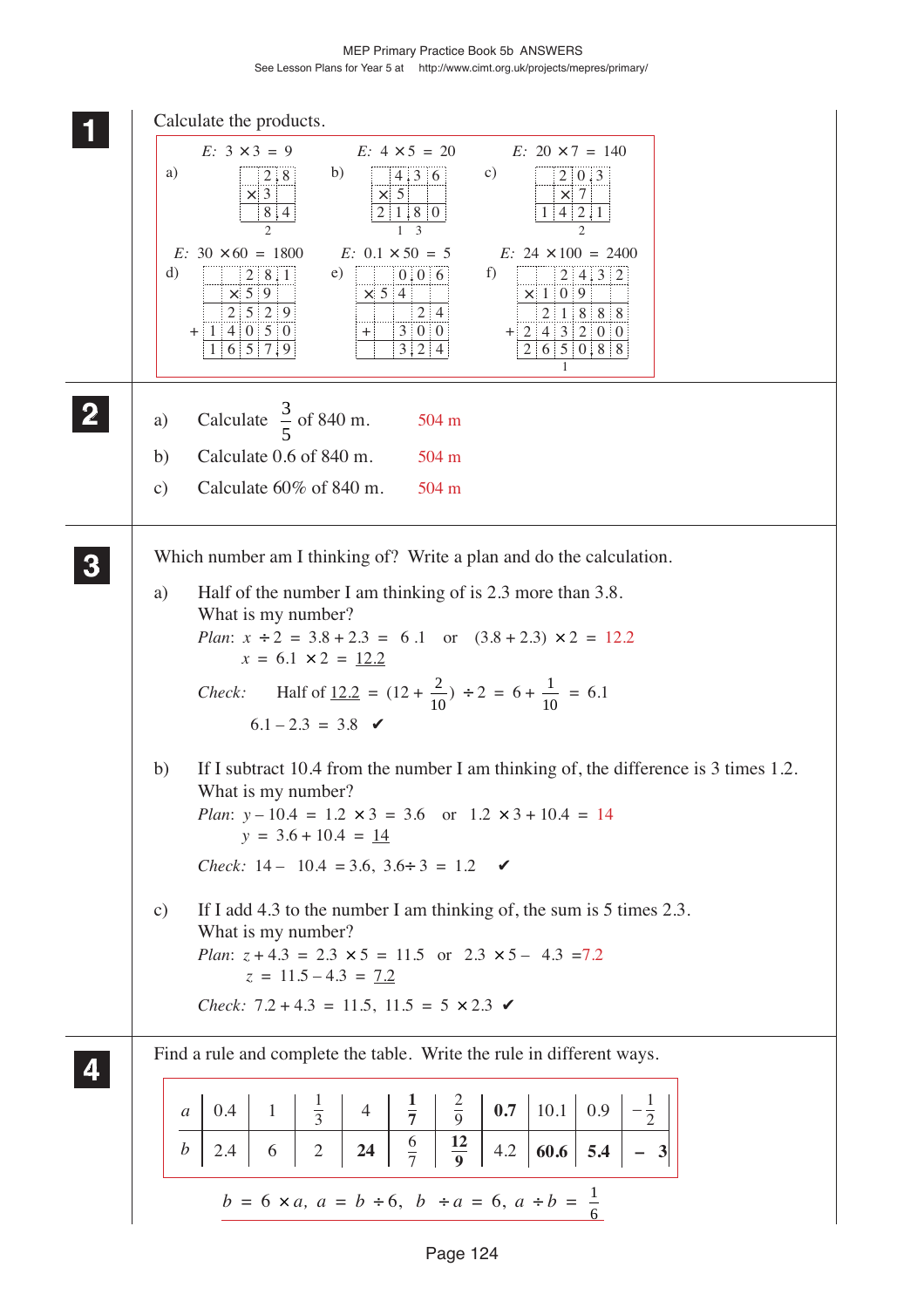## 1

Calculate the products.

a) $E: 3 \times 3 = 9$

```
   2.8
 × 3
 -----
   8.4
   2
```

b) $E: 4 \times 5 = 20$

```
   4.3 6
 ×     5
 -------
 2 1.8 0
   1 3
```

c) $E: 20 \times 7 = 140$

```
   2 0.3
 ×     7
 -------
 1 4 2.1
     2
```

d) $E: 30 \times 60 = 1800$

```
       2 8.1
     ×   5 9
   ---------
     2 5 2 9
 + 1 4 0 5 0
   ---------
   1 6 5 7.9
```

e) $E: 0.1 \times 50 = 5$

```
     0.0 6
   ×   5 4
   -------
       2 4
 +   3 0 0
   -------
     3.2 4
```

f) $E: 24 \times 100 = 2400$

```
         2 4.3 2
     ×   1 0 9
   -------------
       2 1 8 8 8
 + 2 4 3 2 0 0
   -------------
   2 6 5 0.8 8
       1
```

## 2

a) Calculate $\frac{3}{5}$ of 840 m. 504 m

b) Calculate 0.6 of 840 m. 504 m

c) Calculate 60% of 840 m. 504 m

## 3

Which number am I thinking of? Write a plan and do the calculation.

a) Half of the number I am thinking of is 2.3 more than 3.8.
What is my number?

*Plan*: $x \div 2 = 3.8 + 2.3 = 6.1$ or $(3.8 + 2.3) \times 2 = 12.2$

$x = 6.1 \times 2 = \underline{12.2}$

*Check*: Half of $\underline{12.2} = (12 + \frac{2}{10}) \div 2 = 6 + \frac{1}{10} = 6.1$

$6.1 - 2.3 = 3.8$ ✔

b) If I subtract 10.4 from the number I am thinking of, the difference is 3 times 1.2.
What is my number?

*Plan*: $y - 10.4 = 1.2 \times 3 = 3.6$ or $1.2 \times 3 + 10.4 = 14$

$y = 3.6 + 10.4 = \underline{14}$

*Check*: $14 - 10.4 = 3.6$, $3.6 \div 3 = 1.2$ ✔

c) If I add 4.3 to the number I am thinking of, the sum is 5 times 2.3.
What is my number?

*Plan*: $z + 4.3 = 2.3 \times 5 = 11.5$ or $2.3 \times 5 - 4.3 = 7.2$

$z = 11.5 - 4.3 = \underline{7.2}$

*Check*: $7.2 + 4.3 = 11.5$, $11.5 = 5 \times 2.3$ ✔

## 4

Find a rule and complete the table. Write the rule in different ways.

| $a$ | 0.4 | 1 | $\frac{1}{3}$ | 4 | $\mathbf{\frac{1}{7}}$ | $\frac{2}{9}$ | **0.7** | 10.1 | 0.9 | $-\frac{1}{2}$ |
|---|---|---|---|---|---|---|---|---|---|---|
| $b$ | 2.4 | 6 | 2 | **24** | $\frac{6}{7}$ | $\mathbf{\frac{12}{9}}$ | 4.2 | **60.6** | **5.4** | **$-$ 3** |

$b = 6 \times a$, $a = b \div 6$, $b \div a = 6$, $a \div b = \frac{1}{6}$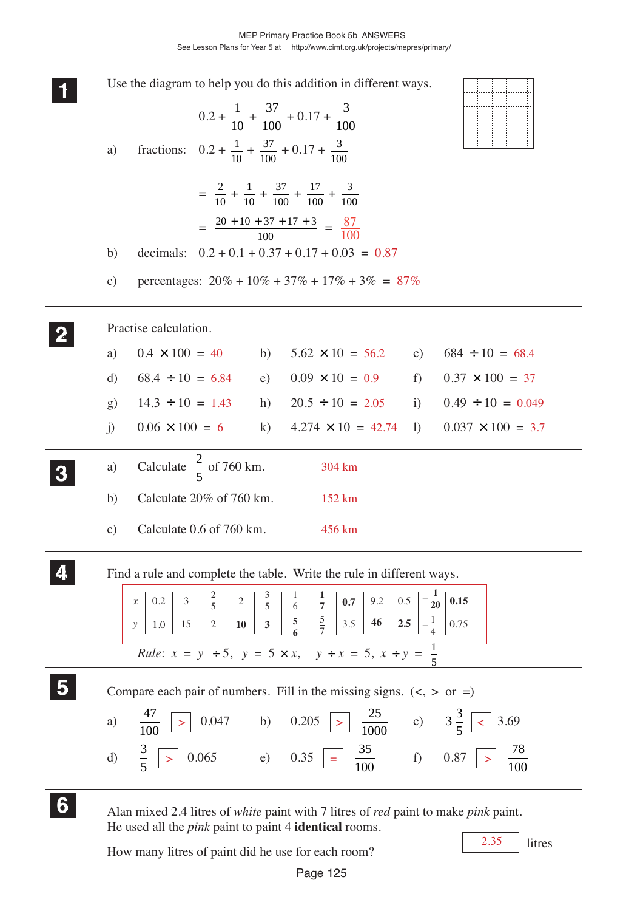**1** Use the diagram to help you do this addition in different ways.

$$0.2 + \frac{1}{10} + \frac{37}{100} + 0.17 + \frac{3}{100}$$

a) fractions: $0.2 + \frac{1}{10} + \frac{37}{100} + 0.17 + \frac{3}{100}$

$= \frac{2}{10} + \frac{1}{10} + \frac{37}{100} + \frac{17}{100} + \frac{3}{100}$

$= \frac{20 + 10 + 37 + 17 + 3}{100} = \frac{87}{100}$

b) decimals: $0.2 + 0.1 + 0.37 + 0.17 + 0.03 = 0.87$

c) percentages: $20\% + 10\% + 37\% + 17\% + 3\% = 87\%$

---

**2** Practise calculation.

a) $0.4 \times 100 = 40$ b) $5.62 \times 10 = 56.2$ c) $684 \div 10 = 68.4$

d) $68.4 \div 10 = 6.84$ e) $0.09 \times 10 = 0.9$ f) $0.37 \times 100 = 37$

g) $14.3 \div 10 = 1.43$ h) $20.5 \div 10 = 2.05$ i) $0.49 \div 10 = 0.049$

j) $0.06 \times 100 = 6$ k) $4.274 \times 10 = 42.74$ l) $0.037 \times 100 = 3.7$

---

**3**

a) Calculate $\frac{2}{5}$ of 760 km. 304 km

b) Calculate 20% of 760 km. 152 km

c) Calculate 0.6 of 760 km. 456 km

---

**4** Find a rule and complete the table. Write the rule in different ways.

| $x$ | 0.2 | 3 | $\frac{2}{5}$ | 2 | $\frac{3}{5}$ | $\frac{1}{6}$ | $\frac{1}{7}$ | 0.7 | 9.2 | 0.5 | $-\frac{1}{20}$ | 0.15 |
|---|---|---|---|---|---|---|---|---|---|---|---|---|
| $y$ | 1.0 | 15 | 2 | 10 | 3 | $\frac{5}{6}$ | $\frac{5}{7}$ | 3.5 | 46 | 2.5 | $-\frac{1}{4}$ | 0.75 |

*Rule*: $x = y \div 5$, $y = 5 \times x$, $y \div x = 5$, $x \div y = \frac{1}{5}$

---

**5** Compare each pair of numbers. Fill in the missing signs. (<, > or =)

a) $\frac{47}{100}$ > 0.047 b) 0.205 > $\frac{25}{1000}$ c) $3\frac{3}{5}$ < 3.69

d) $\frac{3}{5}$ > 0.065 e) 0.35 = $\frac{35}{100}$ f) 0.87 > $\frac{78}{100}$

---

**6** Alan mixed 2.4 litres of *white* paint with 7 litres of *red* paint to make *pink* paint. He used all the *pink* paint to paint 4 **identical** rooms.

How many litres of paint did he use for each room? 2.35 litres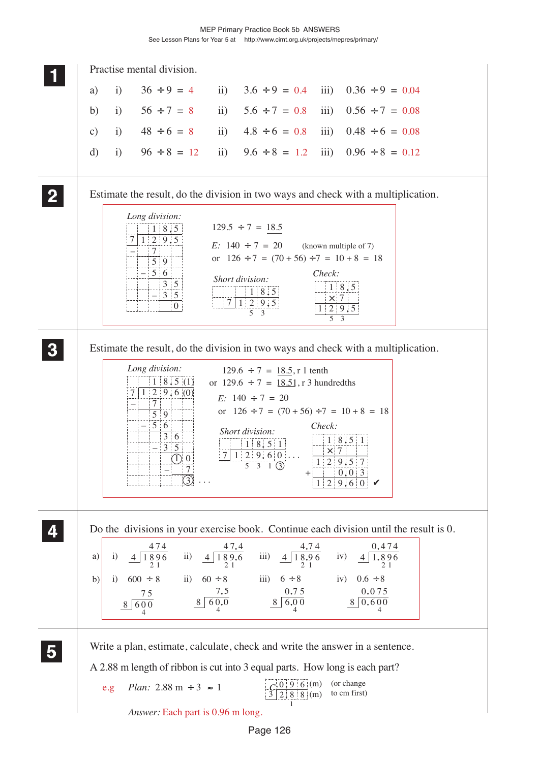## 1

Practise mental division.

a) i) $36 \div 9 = 4$   ii) $3.6 \div 9 = 0.4$   iii) $0.36 \div 9 = 0.04$

b) i) $56 \div 7 = 8$   ii) $5.6 \div 7 = 0.8$   iii) $0.56 \div 7 = 0.08$

c) i) $48 \div 6 = 8$   ii) $4.8 \div 6 = 0.8$   iii) $0.48 \div 6 = 0.08$

d) i) $96 \div 8 = 12$   ii) $9.6 \div 8 = 1.2$   iii) $0.96 \div 8 = 0.12$

## 2

Estimate the result, do the division in two ways and check with a multiplication.

*Long division:*

```
      1 8.5
  7 | 1 2 9.5
    – 7
      5 9
    – 5 6
        3 5
      – 3 5
          0
```

$129.5 \div 7 = \underline{18.5}$

*E:* $140 \div 7 = 20$ (known multiple of 7)

or $126 \div 7 = (70 + 56) \div 7 = 10 + 8 = 18$

*Short division:*

```
      1 8.5
  7 | 1 2 9.5
        5   3
```

*Check:*

```
    1 8.5
  ×   7
  1 2 9.5
    5 3
```

## 3

Estimate the result, do the division in two ways and check with a multiplication.

*Long division:*

```
      1 8.5 (1)
  7 | 1 2 9.6 (0)
    – 7
      5 9
    – 5 6
        3 6
      – 3 5
          (1) 0
            – 7
             (3) . . .
```

$129.6 \div 7 = \underline{18.5}$, r 1 tenth

or $129.6 \div 7 = \underline{18.51}$, r 3 hundredths

*E:* $140 \div 7 = 20$

or $126 \div 7 = (70 + 56) \div 7 = 10 + 8 = 18$

*Short division:*

```
      1 8.5 1
  7 | 1 2 9.6 0 . . .
        5 3 1 (3)
```

*Check:*

```
      1 8.5 1
  ×       7
    1 2 9.5 7
  +     0.0 3
    1 2 9.6 0  ✔
```

## 4

Do the divisions in your exercise book. Continue each division until the result is 0.

a) i) $1896 \div 4 = 474$   ii) $189.6 \div 4 = 47.4$   iii) $18.96 \div 4 = 4.74$   iv) $1.896 \div 4 = 0.474$

(carries: 2 1)

b) i) $600 \div 8 = 75$   ii) $60 \div 8 = 7.5$   iii) $6 \div 8 = 0.75$   iv) $0.6 \div 8 = 0.075$

(divisions written as $8 \,|\, 600$, $8 \,|\, 60.0$, $8 \,|\, 6.00$, $8 \,|\, 0.600$; carry: 4)

## 5

Write a plan, estimate, calculate, check and write the answer in a sentence.

A 2.88 m length of ribbon is cut into 3 equal parts. How long is each part?

e.g *Plan:* $2.88 \text{ m} \div 3 \approx 1$

```
     C 0.9 6 (m)
  3 | 2.8 8 (m)
          1
```

(or change to cm first)

*Answer:* Each part is 0.96 m long.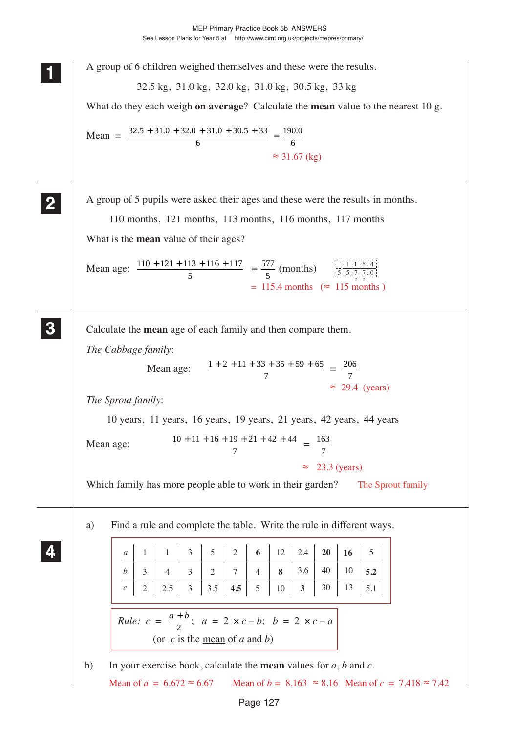**1** A group of 6 children weighed themselves and these were the results.

32.5 kg, 31.0 kg, 32.0 kg, 31.0 kg, 30.5 kg, 33 kg

What do they each weigh **on average**? Calculate the **mean** value to the nearest 10 g.

$$\text{Mean} = \frac{32.5 + 31.0 + 32.0 + 31.0 + 30.5 + 33}{6} = \frac{190.0}{6}$$

$\approx 31.67$ (kg)

---

**2** A group of 5 pupils were asked their ages and these were the results in months.

110 months, 121 months, 113 months, 116 months, 117 months

What is the **mean** value of their ages?

$$\text{Mean age: } \frac{110 + 121 + 113 + 116 + 117}{5} = \frac{577}{5} \text{ (months)}$$

$= 115.4$ months $(\approx 115$ months $)$

---

**3** Calculate the **mean** age of each family and then compare them.

*The Cabbage family*:

$$\text{Mean age: } \frac{1 + 2 + 11 + 33 + 35 + 59 + 65}{7} = \frac{206}{7}$$

$\approx 29.4$ (years)

*The Sprout family*:

10 years, 11 years, 16 years, 19 years, 21 years, 42 years, 44 years

$$\text{Mean age: } \frac{10 + 11 + 16 + 19 + 21 + 42 + 44}{7} = \frac{163}{7}$$

$\approx 23.3$ (years)

Which family has more people able to work in their garden? The Sprout family

---

**4**

a) Find a rule and complete the table. Write the rule in different ways.

| $a$ | 1 | 1 | 3 | 5 | 2 | **6** | 12 | 2.4 | **20** | **16** | 5 |
|---|---|---|---|---|---|---|---|---|---|---|---|
| $b$ | 3 | 4 | 3 | 2 | 7 | 4 | **8** | 3.6 | 40 | 10 | **5.2** |
| $c$ | 2 | 2.5 | 3 | 3.5 | **4.5** | 5 | 10 | **3** | 30 | 13 | 5.1 |

*Rule:* $c = \frac{a + b}{2}$; $a = 2 \times c - b$; $b = 2 \times c - a$

(or $c$ is the mean of $a$ and $b$)

b) In your exercise book, calculate the **mean** values for $a$, $b$ and $c$.

Mean of $a$ = $6.672 \approx 6.67$ Mean of $b$ = $8.163 \approx 8.16$ Mean of $c$ = $7.418 \approx 7.42$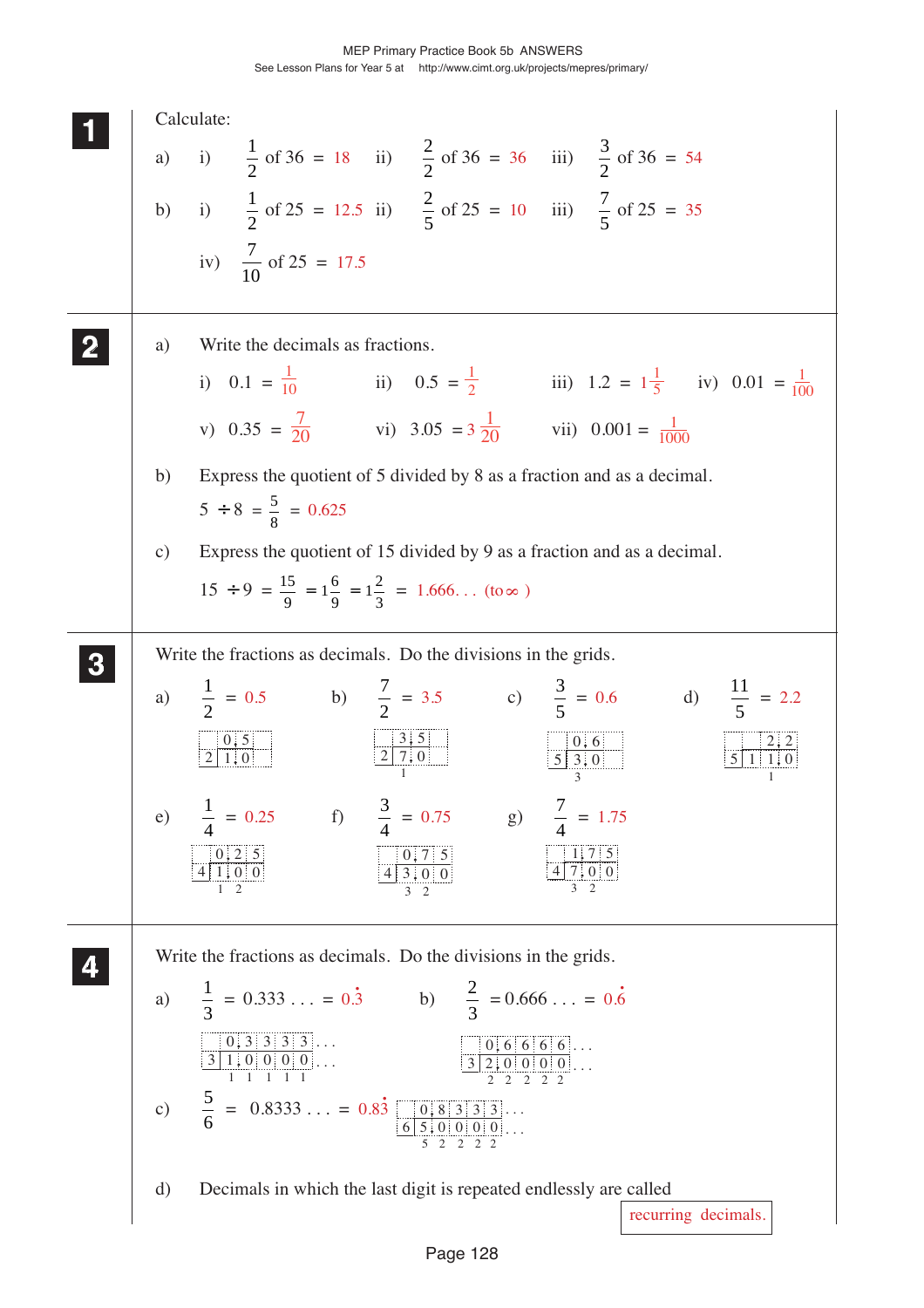## 1

Calculate:

a) i) $\frac{1}{2}$ of 36 = 18 ii) $\frac{2}{2}$ of 36 = 36 iii) $\frac{3}{2}$ of 36 = 54

b) i) $\frac{1}{2}$ of 25 = 12.5 ii) $\frac{2}{5}$ of 25 = 10 iii) $\frac{7}{5}$ of 25 = 35

iv) $\frac{7}{10}$ of 25 = 17.5

## 2

a) Write the decimals as fractions.

i) $0.1 = \frac{1}{10}$ ii) $0.5 = \frac{1}{2}$ iii) $1.2 = 1\frac{1}{5}$ iv) $0.01 = \frac{1}{100}$

v) $0.35 = \frac{7}{20}$ vi) $3.05 = 3\frac{1}{20}$ vii) $0.001 = \frac{1}{1000}$

b) Express the quotient of 5 divided by 8 as a fraction and as a decimal.

$5 \div 8 = \frac{5}{8} = 0.625$

c) Express the quotient of 15 divided by 9 as a fraction and as a decimal.

$15 \div 9 = \frac{15}{9} = 1\frac{6}{9} = 1\frac{2}{3} = 1.666\ldots$ (to $\infty$)

## 3

Write the fractions as decimals. Do the divisions in the grids.

a) $\frac{1}{2} = 0.5$ ($1.0 \div 2 = 0.5$)

b) $\frac{7}{2} = 3.5$ ($7.0 \div 2 = 3.5$)

c) $\frac{3}{5} = 0.6$ ($3.0 \div 5 = 0.6$)

d) $\frac{11}{5} = 2.2$ ($11.0 \div 5 = 2.2$)

e) $\frac{1}{4} = 0.25$ ($1.00 \div 4 = 0.25$)

f) $\frac{3}{4} = 0.75$ ($3.00 \div 4 = 0.75$)

g) $\frac{7}{4} = 1.75$ ($7.00 \div 4 = 1.75$)

## 4

Write the fractions as decimals. Do the divisions in the grids.

a) $\frac{1}{3} = 0.333\ldots = 0.\dot{3}$ ($1.0000\ldots \div 3 = 0.3333\ldots$)

b) $\frac{2}{3} = 0.666\ldots = 0.\dot{6}$ ($2.0000\ldots \div 3 = 0.6666\ldots$)

c) $\frac{5}{6} = 0.8333\ldots = 0.8\dot{3}$ ($5.0000\ldots \div 6 = 0.8333\ldots$)

d) Decimals in which the last digit is repeated endlessly are called recurring decimals.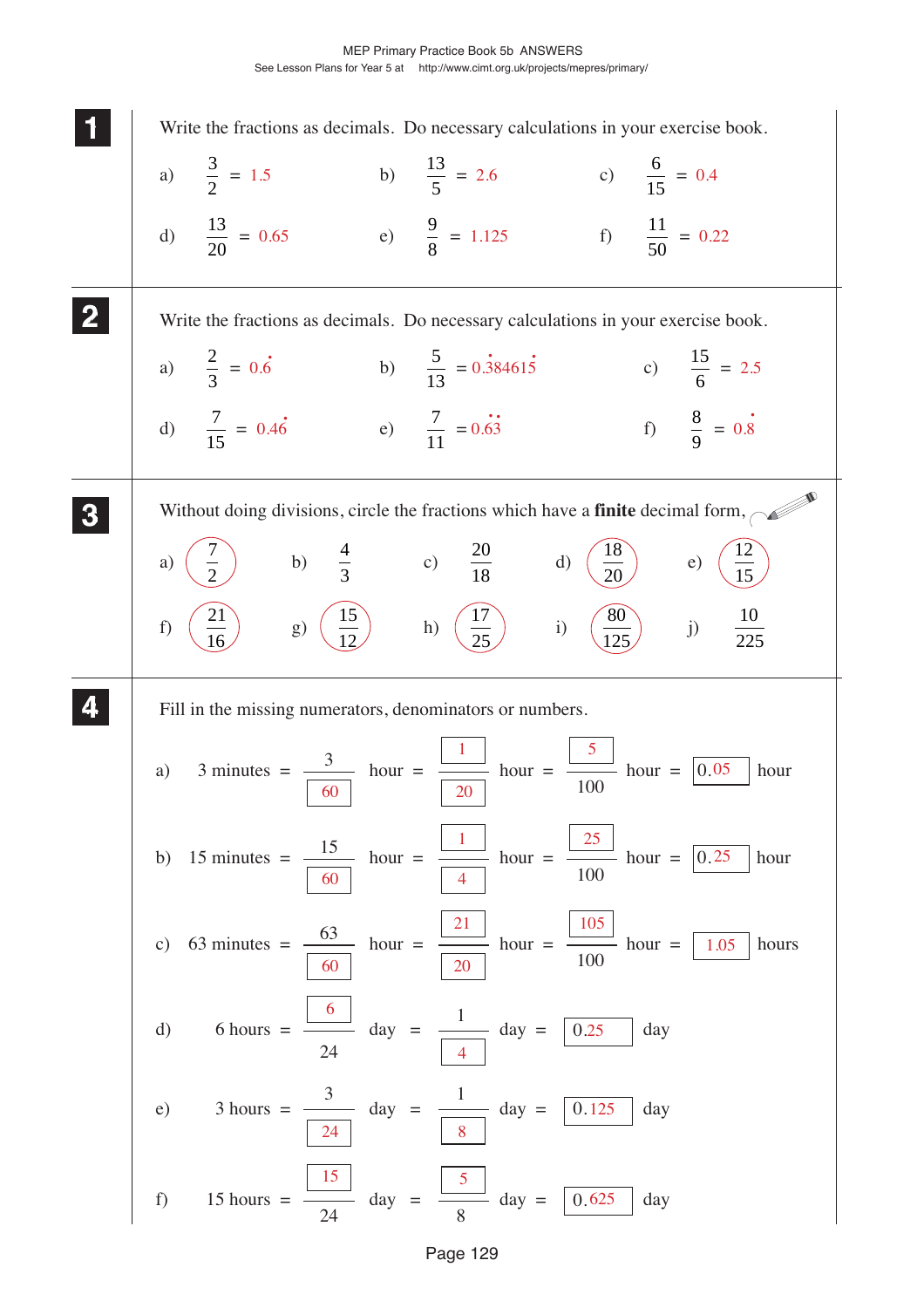## 1

Write the fractions as decimals. Do necessary calculations in your exercise book.

a) $\frac{3}{2} = 1.5$ b) $\frac{13}{5} = 2.6$ c) $\frac{6}{15} = 0.4$

d) $\frac{13}{20} = 0.65$ e) $\frac{9}{8} = 1.125$ f) $\frac{11}{50} = 0.22$

## 2

Write the fractions as decimals. Do necessary calculations in your exercise book.

a) $\frac{2}{3} = 0.\dot{6}$ b) $\frac{5}{13} = 0.\dot{3}8461\dot{5}$ c) $\frac{15}{6} = 2.5$

d) $\frac{7}{15} = 0.4\dot{6}$ e) $\frac{7}{11} = 0.\dot{6}\dot{3}$ f) $\frac{8}{9} = 0.\dot{8}$

## 3

Without doing divisions, circle the fractions which have a **finite** decimal form.

a) $\frac{7}{2}$ (circled) b) $\frac{4}{3}$ c) $\frac{20}{18}$ d) $\frac{18}{20}$ (circled) e) $\frac{12}{15}$ (circled)

f) $\frac{21}{16}$ (circled) g) $\frac{15}{12}$ (circled) h) $\frac{17}{25}$ (circled) i) $\frac{80}{125}$ (circled) j) $\frac{10}{225}$

## 4

Fill in the missing numerators, denominators or numbers.

a) 3 minutes = $\frac{3}{60}$ hour = $\frac{1}{20}$ hour = $\frac{5}{100}$ hour = 0.05 hour

b) 15 minutes = $\frac{15}{60}$ hour = $\frac{1}{4}$ hour = $\frac{25}{100}$ hour = 0.25 hour

c) 63 minutes = $\frac{63}{60}$ hour = $\frac{21}{20}$ hour = $\frac{105}{100}$ hour = 1.05 hours

d) 6 hours = $\frac{6}{24}$ day = $\frac{1}{4}$ day = 0.25 day

e) 3 hours = $\frac{3}{24}$ day = $\frac{1}{8}$ day = 0.125 day

f) 15 hours = $\frac{15}{24}$ day = $\frac{5}{8}$ day = 0.625 day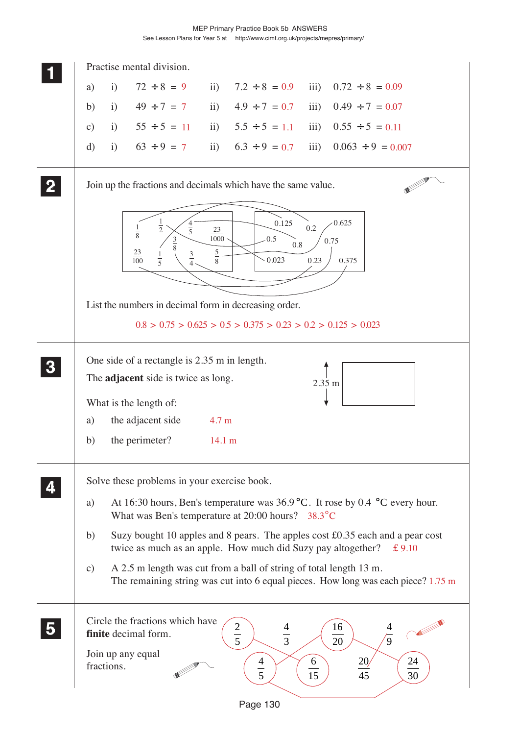## 1

Practise mental division.

a) i) $72 \div 8 = 9$ ii) $7.2 \div 8 = 0.9$ iii) $0.72 \div 8 = 0.09$

b) i) $49 \div 7 = 7$ ii) $4.9 \div 7 = 0.7$ iii) $0.49 \div 7 = 0.07$

c) i) $55 \div 5 = 11$ ii) $5.5 \div 5 = 1.1$ iii) $0.55 \div 5 = 0.11$

d) i) $63 \div 9 = 7$ ii) $6.3 \div 9 = 0.7$ iii) $0.063 \div 9 = 0.007$

## 2

Join up the fractions and decimals which have the same value.

Fractions: $\frac{1}{8}$, $\frac{1}{2}$, $\frac{4}{5}$, $\frac{23}{1000}$, $\frac{3}{8}$, $\frac{23}{100}$, $\frac{1}{5}$, $\frac{3}{4}$, $\frac{5}{8}$

Decimals: 0.125, 0.2, 0.625, 0.5, 0.8, 0.75, 0.023, 0.23, 0.375

List the numbers in decimal form in decreasing order.

0.8 > 0.75 > 0.625 > 0.5 > 0.375 > 0.23 > 0.2 > 0.125 > 0.023

## 3

One side of a rectangle is 2.35 m in length.

The **adjacent** side is twice as long.

2.35 m

What is the length of:

a) the adjacent side 4.7 m

b) the perimeter? 14.1 m

## 4

Solve these problems in your exercise book.

a) At 16:30 hours, Ben's temperature was 36.9 °C. It rose by 0.4 °C every hour. What was Ben's temperature at 20:00 hours? 38.3°C

b) Suzy bought 10 apples and 8 pears. The apples cost £0.35 each and a pear cost twice as much as an apple. How much did Suzy pay altogether? £ 9.10

c) A 2.5 m length was cut from a ball of string of total length 13 m. The remaining string was cut into 6 equal pieces. How long was each piece? 1.75 m

## 5

Circle the fractions which have **finite** decimal form.

Join up any equal fractions.

$\frac{2}{5}$ (circled), $\frac{4}{3}$, $\frac{16}{20}$ (circled), $\frac{4}{9}$, $\frac{4}{5}$ (circled), $\frac{6}{15}$ (circled), $\frac{20}{45}$, $\frac{24}{30}$ (circled)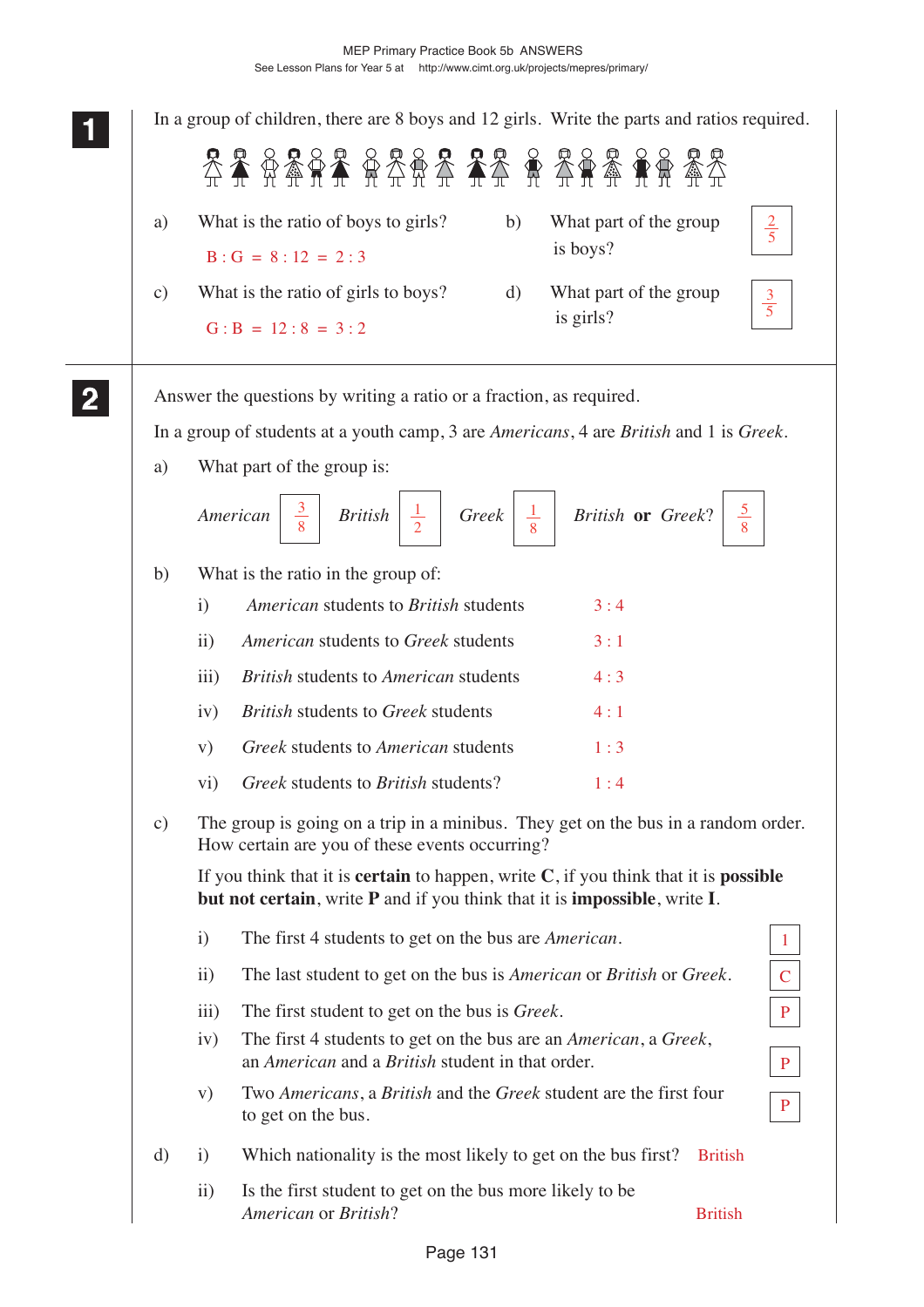**1** In a group of children, there are 8 boys and 12 girls. Write the parts and ratios required.

a) What is the ratio of boys to girls?

B : G = 8 : 12 = 2 : 3

b) What part of the group is boys? $\frac{2}{5}$

c) What is the ratio of girls to boys?

G : B = 12 : 8 = 3 : 2

d) What part of the group is girls? $\frac{3}{5}$

---

**2** Answer the questions by writing a ratio or a fraction, as required.

In a group of students at a youth camp, 3 are *Americans*, 4 are *British* and 1 is *Greek*.

a) What part of the group is:

*American* $\frac{3}{8}$ *British* $\frac{1}{2}$ *Greek* $\frac{1}{8}$ *British* **or** *Greek*? $\frac{5}{8}$

b) What is the ratio in the group of:

i) *American* students to *British* students 3 : 4

ii) *American* students to *Greek* students 3 : 1

iii) *British* students to *American* students 4 : 3

iv) *British* students to *Greek* students 4 : 1

v) *Greek* students to *American* students 1 : 3

vi) *Greek* students to *British* students? 1 : 4

c) The group is going on a trip in a minibus. They get on the bus in a random order. How certain are you of these events occurring?

If you think that it is **certain** to happen, write **C**, if you think that it is **possible but not certain**, write **P** and if you think that it is **impossible**, write **I**.

i) The first 4 students to get on the bus are *American*. I

ii) The last student to get on the bus is *American* or *British* or *Greek*. C

iii) The first student to get on the bus is *Greek*. P

iv) The first 4 students to get on the bus are an *American*, a *Greek*, an *American* and a *British* student in that order. P

v) Two *Americans*, a *British* and the *Greek* student are the first four to get on the bus. P

d) i) Which nationality is the most likely to get on the bus first? British

ii) Is the first student to get on the bus more likely to be *American* or *British*? British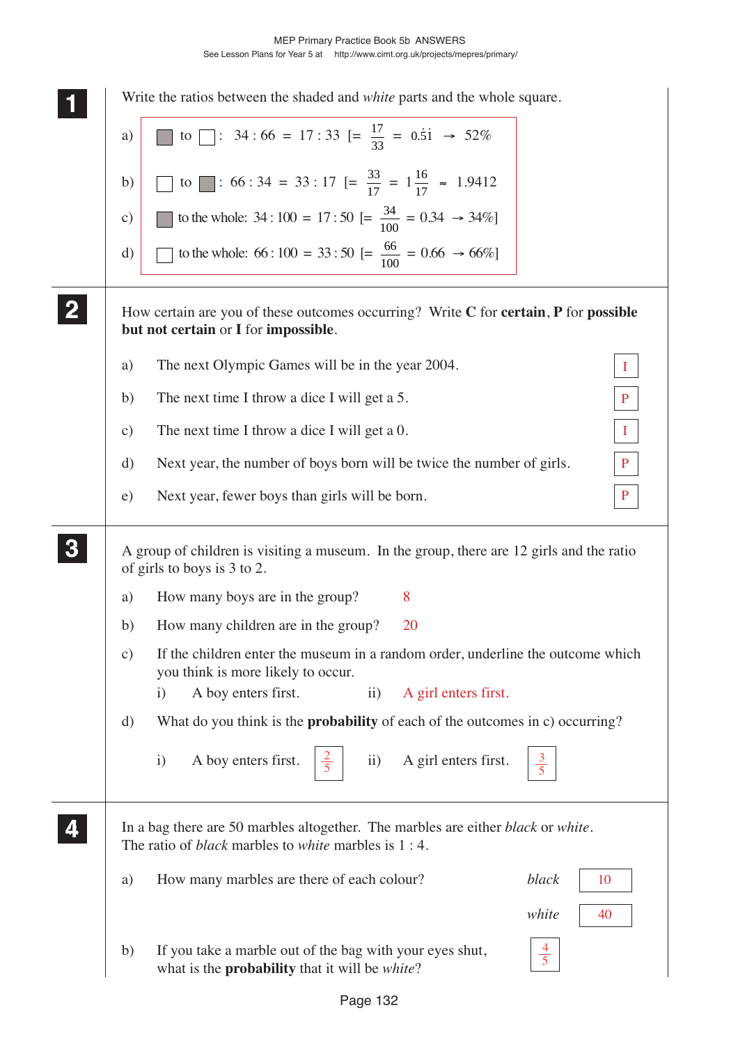## 1

Write the ratios between the shaded and *white* parts and the whole square.

a) ■ to □: 34 : 66 = 17 : 33 [= $\frac{17}{33}$ = $0.\dot{5}\dot{1}$ → 52%

b) □ to ■: 66 : 34 = 33 : 17 [= $\frac{33}{17}$ = $1\frac{16}{17}$ ≈ 1.9412

c) ■ to the whole: 34 : 100 = 17 : 50 [= $\frac{34}{100}$ = 0.34 → 34%]

d) □ to the whole: 66 : 100 = 33 : 50 [= $\frac{66}{100}$ = 0.66 → 66%]

## 2

How certain are you of these outcomes occurring? Write **C** for **certain**, **P** for **possible but not certain** or **I** for **impossible**.

a) The next Olympic Games will be in the year 2004. **I**

b) The next time I throw a dice I will get a 5. **P**

c) The next time I throw a dice I will get a 0. **I**

d) Next year, the number of boys born will be twice the number of girls. **P**

e) Next year, fewer boys than girls will be born. **P**

## 3

A group of children is visiting a museum. In the group, there are 12 girls and the ratio of girls to boys is 3 to 2.

a) How many boys are in the group? 8

b) How many children are in the group? 20

c) If the children enter the museum in a random order, underline the outcome which you think is more likely to occur.

i) A boy enters first. ii) <u>A girl enters first.</u>

d) What do you think is the **probability** of each of the outcomes in c) occurring?

i) A boy enters first. $\frac{2}{5}$ ii) A girl enters first. $\frac{3}{5}$

## 4

In a bag there are 50 marbles altogether. The marbles are either *black* or *white*. The ratio of *black* marbles to *white* marbles is 1 : 4.

a) How many marbles are there of each colour? *black* 10 *white* 40

b) If you take a marble out of the bag with your eyes shut, what is the **probability** that it will be *white*? $\frac{4}{5}$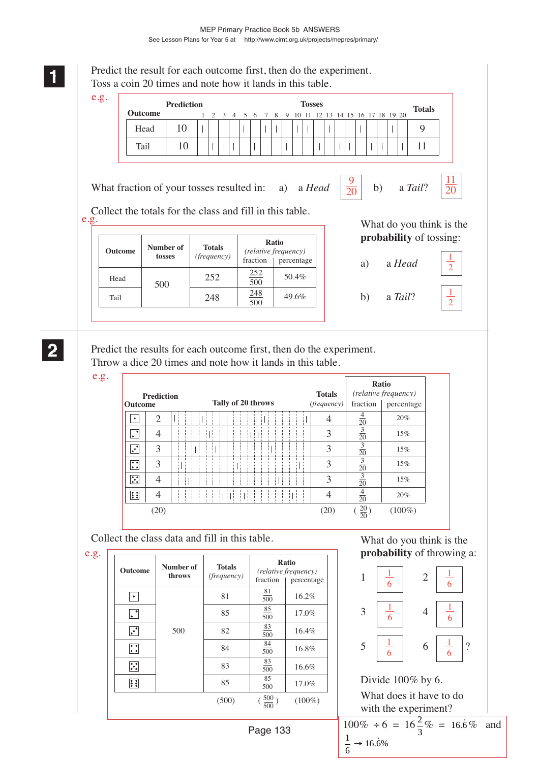**1** Predict the result for each outcome first, then do the experiment.
Toss a coin 20 times and note how it lands in this table.

e.g.

| Outcome | Prediction | Tosses 1–20 | Totals |
|---|---|---|---|
| Head | 10 | \| \| \| \| \| \| \| \| \| | 9 |
| Tail | 10 | \| \| \| \| \| \| \| \| \| \| \| | 11 |

What fraction of your tosses resulted in: a) a *Head* $\frac{9}{20}$ b) a *Tail*? $\frac{11}{20}$

Collect the totals for the class and fill in this table.

e.g.

| Outcome | Number of tosses | Totals *(frequency)* | Ratio *(relative frequency)* fraction | percentage |
|---|---|---|---|---|
| Head | 500 | 252 | $\frac{252}{500}$ | 50.4% |
| Tail | | 248 | $\frac{248}{500}$ | 49.6% |

What do you think is the **probability** of tossing:

a) a *Head* $\frac{1}{2}$

b) a *Tail*? $\frac{1}{2}$

**2** Predict the results for each outcome first, then do the experiment.
Throw a dice 20 times and note how it lands in this table.

e.g.

| Outcome | Prediction | Tally of 20 throws | Totals *(frequency)* | Ratio *(relative frequency)* fraction | percentage |
|---|---|---|---|---|---|
| 1 | 2 | \| \| \| \| | 4 | $\frac{4}{20}$ | 20% |
| 2 | 4 | \| \| \| | 3 | $\frac{3}{20}$ | 15% |
| 3 | 3 | \| \| \| | 3 | $\frac{3}{20}$ | 15% |
| 4 | 3 | \| \| \| | 3 | $\frac{3}{20}$ | 15% |
| 5 | 4 | \| \| \| | 3 | $\frac{3}{20}$ | 15% |
| 6 | 4 | \| \| \| \| | 4 | $\frac{4}{20}$ | 20% |
| | (20) | | (20) | $\left(\frac{20}{20}\right)$ | (100%) |

Collect the class data and fill in this table.

e.g.

| Outcome | Number of throws | Totals *(frequency)* | Ratio *(relative frequency)* fraction | percentage |
|---|---|---|---|---|
| 1 | 500 | 81 | $\frac{81}{500}$ | 16.2% |
| 2 | | 85 | $\frac{85}{500}$ | 17.0% |
| 3 | | 82 | $\frac{83}{500}$ | 16.4% |
| 4 | | 84 | $\frac{84}{500}$ | 16.8% |
| 5 | | 83 | $\frac{83}{500}$ | 16.6% |
| 6 | | 85 | $\frac{85}{500}$ | 17.0% |
| | | (500) | $\left(\frac{500}{500}\right)$ | (100%) |

What do you think is the **probability** of throwing a:

1 $\frac{1}{6}$ 2 $\frac{1}{6}$

3 $\frac{1}{6}$ 4 $\frac{1}{6}$

5 $\frac{1}{6}$ 6 $\frac{1}{6}$ ?

Divide 100% by 6.

What does it have to do with the experiment?

$100\% \div 6 = 16\frac{2}{3}\% = 16.\dot{6}\%$ and $\frac{1}{6} \rightarrow 16.\dot{6}\%$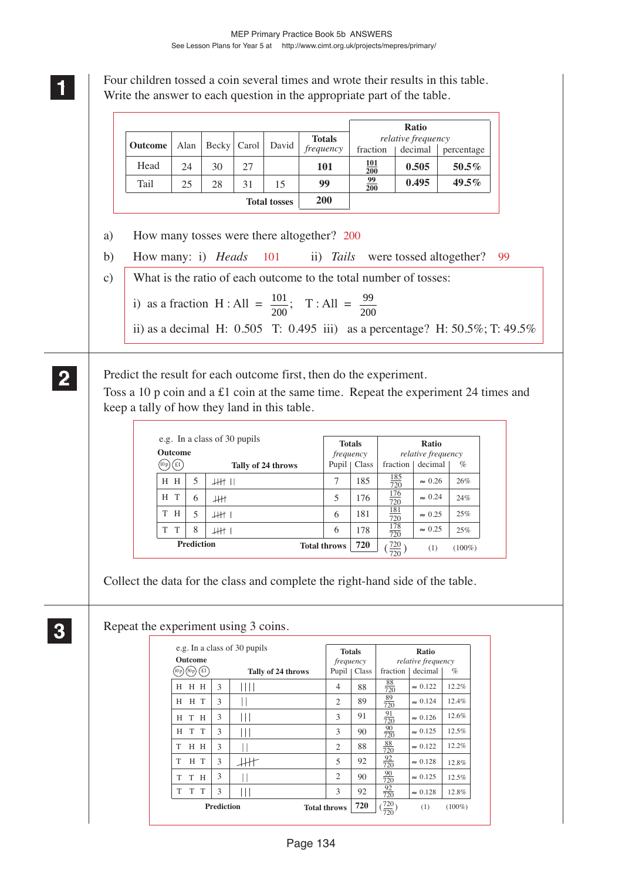**1** Four children tossed a coin several times and wrote their results in this table. Write the answer to each question in the appropriate part of the table.

| Outcome | Alan | Becky | Carol | David | Totals *frequency* | Ratio *relative frequency* fraction | decimal | percentage |
|---|---|---|---|---|---|---|---|---|
| Head | 24 | 30 | 27 | | **101** | $\frac{101}{200}$ | **0.505** | **50.5%** |
| Tail | 25 | 28 | 31 | 15 | **99** | $\frac{99}{200}$ | **0.495** | **49.5%** |
| | | | | **Total tosses** | **200** | | | |

a) How many tosses were there altogether? 200

b) How many: i) *Heads* 101 ii) *Tails* were tossed altogether? 99

c) What is the ratio of each outcome to the total number of tosses:

i) as a fraction H : All = $\frac{101}{200}$; T : All = $\frac{99}{200}$

ii) as a decimal H: 0.505 T: 0.495 iii) as a percentage? H: 50.5%; T: 49.5%

**2** Predict the result for each outcome first, then do the experiment.
Toss a 10 p coin and a £1 coin at the same time. Repeat the experiment 24 times and keep a tally of how they land in this table.

e.g. In a class of 30 pupils

| Outcome (10p) (£1) | Prediction | Tally of 24 throws | Totals *frequency* Pupil | Class | Ratio *relative frequency* fraction | decimal | % |
|---|---|---|---|---|---|---|---|
| H H | 5 | ~~IIII~~ II | 7 | 185 | $\frac{185}{720}$ | ≈ 0.26 | 26% |
| H T | 6 | ~~IIII~~ | 5 | 176 | $\frac{176}{720}$ | ≈ 0.24 | 24% |
| T H | 5 | ~~IIII~~ I | 6 | 181 | $\frac{181}{720}$ | ≈ 0.25 | 25% |
| T T | 8 | ~~IIII~~ I | 6 | 178 | $\frac{178}{720}$ | ≈ 0.25 | 25% |
| | | **Total throws** | | **720** | $\left(\frac{720}{720}\right)$ | (1) | (100%) |

Collect the data for the class and complete the right-hand side of the table.

**3** Repeat the experiment using 3 coins.

e.g. In a class of 30 pupils

| Outcome (10p) (50p) (£1) | Prediction | Tally of 24 throws | Totals *frequency* Pupil | Class | Ratio *relative frequency* fraction | decimal | % |
|---|---|---|---|---|---|---|---|
| H H H | 3 | IIII | 4 | 88 | $\frac{88}{720}$ | ≈ 0.122 | 12.2% |
| H H T | 3 | II | 2 | 89 | $\frac{89}{720}$ | ≈ 0.124 | 12.4% |
| H T H | 3 | III | 3 | 91 | $\frac{91}{720}$ | ≈ 0.126 | 12.6% |
| H T T | 3 | III | 3 | 90 | $\frac{90}{720}$ | ≈ 0.125 | 12.5% |
| T H H | 3 | II | 2 | 88 | $\frac{88}{720}$ | ≈ 0.122 | 12.2% |
| T H T | 3 | ~~IIII~~ | 5 | 92 | $\frac{92}{720}$ | ≈ 0.128 | 12.8% |
| T T H | 3 | II | 2 | 90 | $\frac{90}{720}$ | ≈ 0.125 | 12.5% |
| T T T | 3 | III | 3 | 92 | $\frac{92}{720}$ | ≈ 0.128 | 12.8% |
| | | **Total throws** | | **720** | $\left(\frac{720}{720}\right)$ | (1) | (100%) |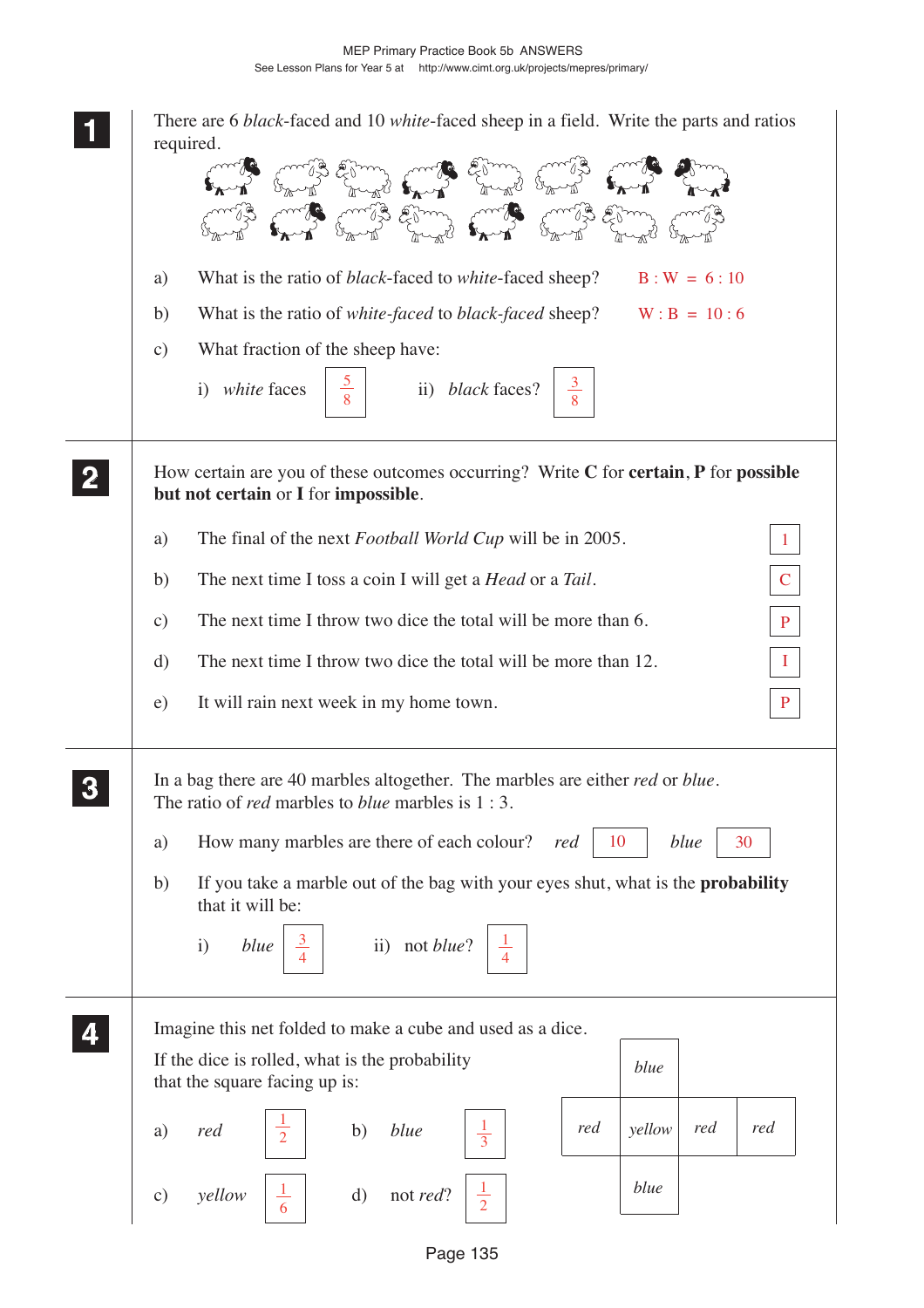**1** There are 6 *black*-faced and 10 *white*-faced sheep in a field. Write the parts and ratios required.

a) What is the ratio of *black*-faced to *white*-faced sheep? B : W = 6 : 10

b) What is the ratio of *white-faced* to *black-faced* sheep? W : B = 10 : 6

c) What fraction of the sheep have:

i) *white* faces $\frac{5}{8}$  ii) *black* faces? $\frac{3}{8}$

**2** How certain are you of these outcomes occurring? Write **C** for **certain**, **P** for **possible but not certain** or **I** for **impossible**.

a) The final of the next *Football World Cup* will be in 2005. I

b) The next time I toss a coin I will get a *Head* or a *Tail*. C

c) The next time I throw two dice the total will be more than 6. P

d) The next time I throw two dice the total will be more than 12. I

e) It will rain next week in my home town. P

**3** In a bag there are 40 marbles altogether. The marbles are either *red* or *blue*. The ratio of *red* marbles to *blue* marbles is 1 : 3.

a) How many marbles are there of each colour? *red* 10 *blue* 30

b) If you take a marble out of the bag with your eyes shut, what is the **probability** that it will be:

i) *blue* $\frac{3}{4}$  ii) not *blue*? $\frac{1}{4}$

**4** Imagine this net folded to make a cube and used as a dice.

If the dice is rolled, what is the probability that the square facing up is:

| | *blue* | | |
|---|---|---|---|
| *red* | *yellow* | *red* | *red* |
| | *blue* | | |

a) *red* $\frac{1}{2}$  b) *blue* $\frac{1}{3}$

c) *yellow* $\frac{1}{6}$  d) not *red*? $\frac{1}{2}$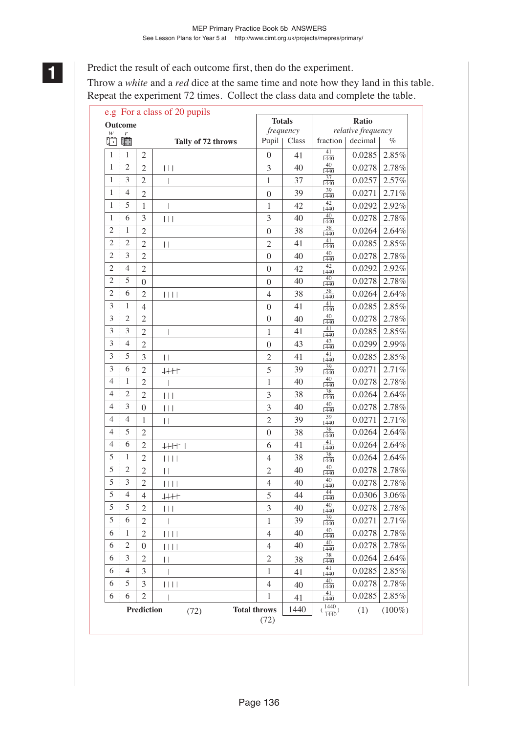**1**

Predict the result of each outcome first, then do the experiment.

Throw a *white* and a *red* dice at the same time and note how they land in this table. Repeat the experiment 72 times. Collect the class data and complete the table.

e.g For a class of 20 pupils

| Outcome | | | | Totals *frequency* | | Ratio *relative frequency* | | |
|---|---|---|---|---|---|---|---|---|
| *w* | *r* | | **Tally of 72 throws** | Pupil | Class | fraction | decimal | % |
| 1 | 1 | 2 | | 0 | 41 | $\frac{41}{1440}$ | 0.0285 | 2.85% |
| 1 | 2 | 2 | \| \| \| | 3 | 40 | $\frac{40}{1440}$ | 0.0278 | 2.78% |
| 1 | 3 | 2 | \| | 1 | 37 | $\frac{37}{1440}$ | 0.0257 | 2.57% |
| 1 | 4 | 2 | | 0 | 39 | $\frac{39}{1440}$ | 0.0271 | 2.71% |
| 1 | 5 | 1 | \| | 1 | 42 | $\frac{42}{1440}$ | 0.0292 | 2.92% |
| 1 | 6 | 3 | \| \| \| | 3 | 40 | $\frac{40}{1440}$ | 0.0278 | 2.78% |
| 2 | 1 | 2 | | 0 | 38 | $\frac{38}{1440}$ | 0.0264 | 2.64% |
| 2 | 2 | 2 | \| \| | 2 | 41 | $\frac{41}{1440}$ | 0.0285 | 2.85% |
| 2 | 3 | 2 | | 0 | 40 | $\frac{40}{1440}$ | 0.0278 | 2.78% |
| 2 | 4 | 2 | | 0 | 42 | $\frac{42}{1440}$ | 0.0292 | 2.92% |
| 2 | 5 | 0 | | 0 | 40 | $\frac{40}{1440}$ | 0.0278 | 2.78% |
| 2 | 6 | 2 | \| \| \| \| | 4 | 38 | $\frac{38}{1440}$ | 0.0264 | 2.64% |
| 3 | 1 | 4 | | 0 | 41 | $\frac{41}{1440}$ | 0.0285 | 2.85% |
| 3 | 2 | 2 | | 0 | 40 | $\frac{40}{1440}$ | 0.0278 | 2.78% |
| 3 | 3 | 2 | \| | 1 | 41 | $\frac{41}{1440}$ | 0.0285 | 2.85% |
| 3 | 4 | 2 | | 0 | 43 | $\frac{43}{1440}$ | 0.0299 | 2.99% |
| 3 | 5 | 3 | \| \| | 2 | 41 | $\frac{41}{1440}$ | 0.0285 | 2.85% |
| 3 | 6 | 2 | ~~\|\|\|\|~~ | 5 | 39 | $\frac{39}{1440}$ | 0.0271 | 2.71% |
| 4 | 1 | 2 | \| | 1 | 40 | $\frac{40}{1440}$ | 0.0278 | 2.78% |
| 4 | 2 | 2 | \| \| \| | 3 | 38 | $\frac{38}{1440}$ | 0.0264 | 2.64% |
| 4 | 3 | 0 | \| \| \| | 3 | 40 | $\frac{40}{1440}$ | 0.0278 | 2.78% |
| 4 | 4 | 1 | \| \| | 2 | 39 | $\frac{39}{1440}$ | 0.0271 | 2.71% |
| 4 | 5 | 2 | | 0 | 38 | $\frac{38}{1440}$ | 0.0264 | 2.64% |
| 4 | 6 | 2 | ~~\|\|\|\|~~ \| | 6 | 41 | $\frac{41}{1440}$ | 0.0264 | 2.64% |
| 5 | 1 | 2 | \| \| \| \| | 4 | 38 | $\frac{38}{1440}$ | 0.0264 | 2.64% |
| 5 | 2 | 2 | \| \| | 2 | 40 | $\frac{40}{1440}$ | 0.0278 | 2.78% |
| 5 | 3 | 2 | \| \| \| \| | 4 | 40 | $\frac{40}{1440}$ | 0.0278 | 2.78% |
| 5 | 4 | 4 | ~~\|\|\|\|~~ | 5 | 44 | $\frac{44}{1440}$ | 0.0306 | 3.06% |
| 5 | 5 | 2 | \| \| \| | 3 | 40 | $\frac{40}{1440}$ | 0.0278 | 2.78% |
| 5 | 6 | 2 | \| | 1 | 39 | $\frac{39}{1440}$ | 0.0271 | 2.71% |
| 6 | 1 | 2 | \| \| \| \| | 4 | 40 | $\frac{40}{1440}$ | 0.0278 | 2.78% |
| 6 | 2 | 0 | \| \| \| \| | 4 | 40 | $\frac{40}{1440}$ | 0.0278 | 2.78% |
| 6 | 3 | 2 | \| \| | 2 | 38 | $\frac{38}{1440}$ | 0.0264 | 2.64% |
| 6 | 4 | 3 | \| | 1 | 41 | $\frac{41}{1440}$ | 0.0285 | 2.85% |
| 6 | 5 | 3 | \| \| \| \| | 4 | 40 | $\frac{40}{1440}$ | 0.0278 | 2.78% |
| 6 | 6 | 2 | \| | 1 | 41 | $\frac{41}{1440}$ | 0.0285 | 2.85% |
| | **Prediction** | (72) | **Total throws** | (72) | 1440 | $\left(\frac{1440}{1440}\right)$ | (1) | (100%) |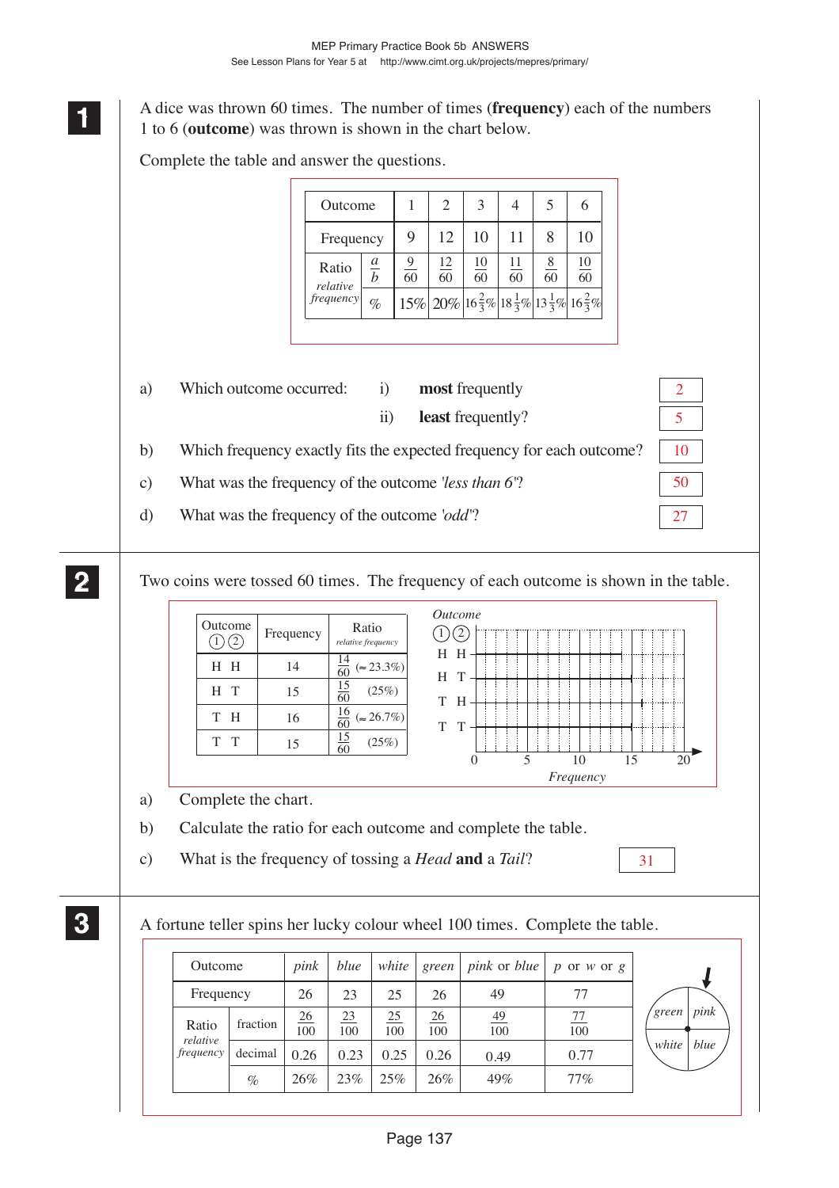**1**

A dice was thrown 60 times. The number of times (**frequency**) each of the numbers 1 to 6 (**outcome**) was thrown is shown in the chart below.

Complete the table and answer the questions.

| Outcome | | 1 | 2 | 3 | 4 | 5 | 6 |
|---|---|---|---|---|---|---|---|
| Frequency | | 9 | 12 | 10 | 11 | 8 | 10 |
| Ratio *relative frequency* | $\frac{a}{b}$ | $\frac{9}{60}$ | $\frac{12}{60}$ | $\frac{10}{60}$ | $\frac{11}{60}$ | $\frac{8}{60}$ | $\frac{10}{60}$ |
| | % | 15% | 20% | $16\frac{2}{3}$% | $18\frac{1}{3}$% | $13\frac{1}{3}$% | $16\frac{2}{3}$% |

a) Which outcome occurred: i) **most** frequently **2**

ii) **least** frequently? **5**

b) Which frequency exactly fits the expected frequency for each outcome? **10**

c) What was the frequency of the outcome '*less than 6*'? **50**

d) What was the frequency of the outcome '*odd*'? **27**

**2**

Two coins were tossed 60 times. The frequency of each outcome is shown in the table.

| Outcome ① ② | Frequency | Ratio *relative frequency* |
|---|---|---|
| H H | 14 | $\frac{14}{60}$ (≈ 23.3%) |
| H T | 15 | $\frac{15}{60}$ (25%) |
| T H | 16 | $\frac{16}{60}$ (≈ 26.7%) |
| T T | 15 | $\frac{15}{60}$ (25%) |

*Outcome* ① ② : H H, H T, T H, T T; *Frequency* axis 0, 5, 10, 15, 20.

a) Complete the chart.

b) Calculate the ratio for each outcome and complete the table.

c) What is the frequency of tossing a *Head* **and** a *Tail*? **31**

**3**

A fortune teller spins her lucky colour wheel 100 times. Complete the table.

| Outcome | | *pink* | *blue* | *white* | *green* | *pink* or *blue* | *p* or *w* or *g* |
|---|---|---|---|---|---|---|---|
| Frequency | | 26 | 23 | 25 | 26 | 49 | 77 |
| Ratio *relative frequency* | fraction | $\frac{26}{100}$ | $\frac{23}{100}$ | $\frac{25}{100}$ | $\frac{26}{100}$ | $\frac{49}{100}$ | $\frac{77}{100}$ |
| | decimal | 0.26 | 0.23 | 0.25 | 0.26 | 0.49 | 0.77 |
| | % | 26% | 23% | 25% | 26% | 49% | 77% |

*green* *pink* *white* *blue*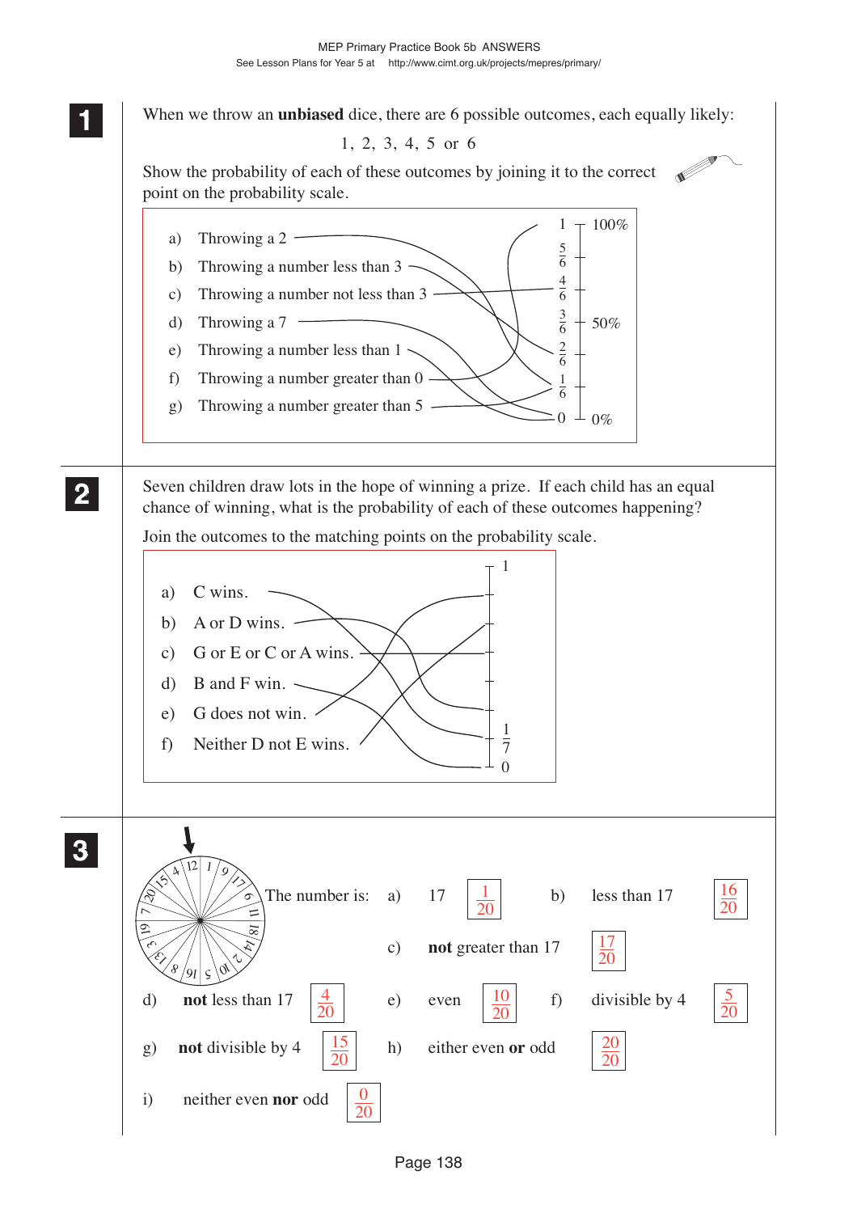**1** When we throw an **unbiased** dice, there are 6 possible outcomes, each equally likely:

1, 2, 3, 4, 5 or 6

Show the probability of each of these outcomes by joining it to the correct point on the probability scale.

a) Throwing a 2

b) Throwing a number less than 3

c) Throwing a number not less than 3

d) Throwing a 7

e) Throwing a number less than 1

f) Throwing a number greater than 0

g) Throwing a number greater than 5

Probability scale: 1 (100%), $\frac{5}{6}$, $\frac{4}{6}$, $\frac{3}{6}$ (50%), $\frac{2}{6}$, $\frac{1}{6}$, 0 (0%)

---

**2** Seven children draw lots in the hope of winning a prize. If each child has an equal chance of winning, what is the probability of each of these outcomes happening?

Join the outcomes to the matching points on the probability scale.

a) C wins.

b) A or D wins.

c) G or E or C or A wins.

d) B and F win.

e) G does not win.

f) Neither D not E wins.

Probability scale: 1, $\frac{1}{7}$, 0

---

**3** The number is:

a) 17 $\frac{1}{20}$

b) less than 17 $\frac{16}{20}$

c) **not** greater than 17 $\frac{17}{20}$

d) **not** less than 17 $\frac{4}{20}$

e) even $\frac{10}{20}$

f) divisible by 4 $\frac{5}{20}$

g) **not** divisible by 4 $\frac{15}{20}$

h) either even **or** odd $\frac{20}{20}$

i) neither even **nor** odd $\frac{0}{20}$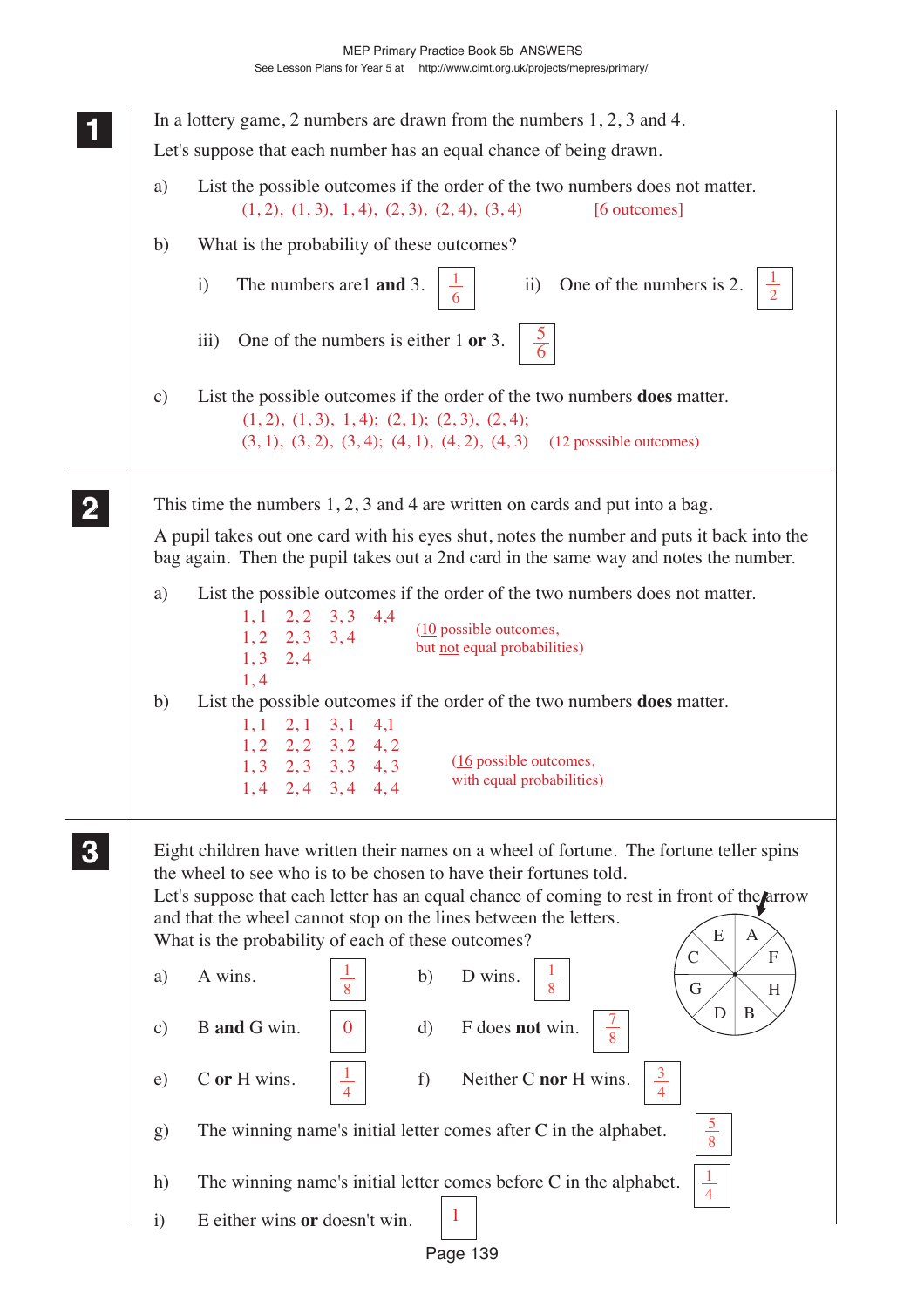**1**

In a lottery game, 2 numbers are drawn from the numbers 1, 2, 3 and 4.

Let's suppose that each number has an equal chance of being drawn.

a) List the possible outcomes if the order of the two numbers does not matter.

(1, 2), (1, 3), 1, 4), (2, 3), (2, 4), (3, 4) [6 outcomes]

b) What is the probability of these outcomes?

i) The numbers are 1 **and** 3. $\frac{1}{6}$

ii) One of the numbers is 2. $\frac{1}{2}$

iii) One of the numbers is either 1 **or** 3. $\frac{5}{6}$

c) List the possible outcomes if the order of the two numbers **does** matter.

(1, 2), (1, 3), 1, 4); (2, 1); (2, 3), (2, 4);
(3, 1), (3, 2), (3, 4); (4, 1), (4, 2), (4, 3) (12 posssible outcomes)

**2**

This time the numbers 1, 2, 3 and 4 are written on cards and put into a bag.

A pupil takes out one card with his eyes shut, notes the number and puts it back into the bag again. Then the pupil takes out a 2nd card in the same way and notes the number.

a) List the possible outcomes if the order of the two numbers does not matter.

1, 1 2, 2 3, 3 4,4
1, 2 2, 3 3, 4
1, 3 2, 4
1, 4

(10 possible outcomes, but not equal probabilities)

b) List the possible outcomes if the order of the two numbers **does** matter.

1, 1 2, 1 3, 1 4,1
1, 2 2, 2 3, 2 4, 2
1, 3 2, 3 3, 3 4, 3
1, 4 2, 4 3, 4 4, 4

(16 possible outcomes, with equal probabilities)

**3**

Eight children have written their names on a wheel of fortune. The fortune teller spins the wheel to see who is to be chosen to have their fortunes told.
Let's suppose that each letter has an equal chance of coming to rest in front of the arrow and that the wheel cannot stop on the lines between the letters.
What is the probability of each of these outcomes?

a) A wins. $\frac{1}{8}$

b) D wins. $\frac{1}{8}$

c) B **and** G win. 0

d) F does **not** win. $\frac{7}{8}$

e) C **or** H wins. $\frac{1}{4}$

f) Neither C **nor** H wins. $\frac{3}{4}$

g) The winning name's initial letter comes after C in the alphabet. $\frac{5}{8}$

h) The winning name's initial letter comes before C in the alphabet. $\frac{1}{4}$

i) E either wins **or** doesn't win. 1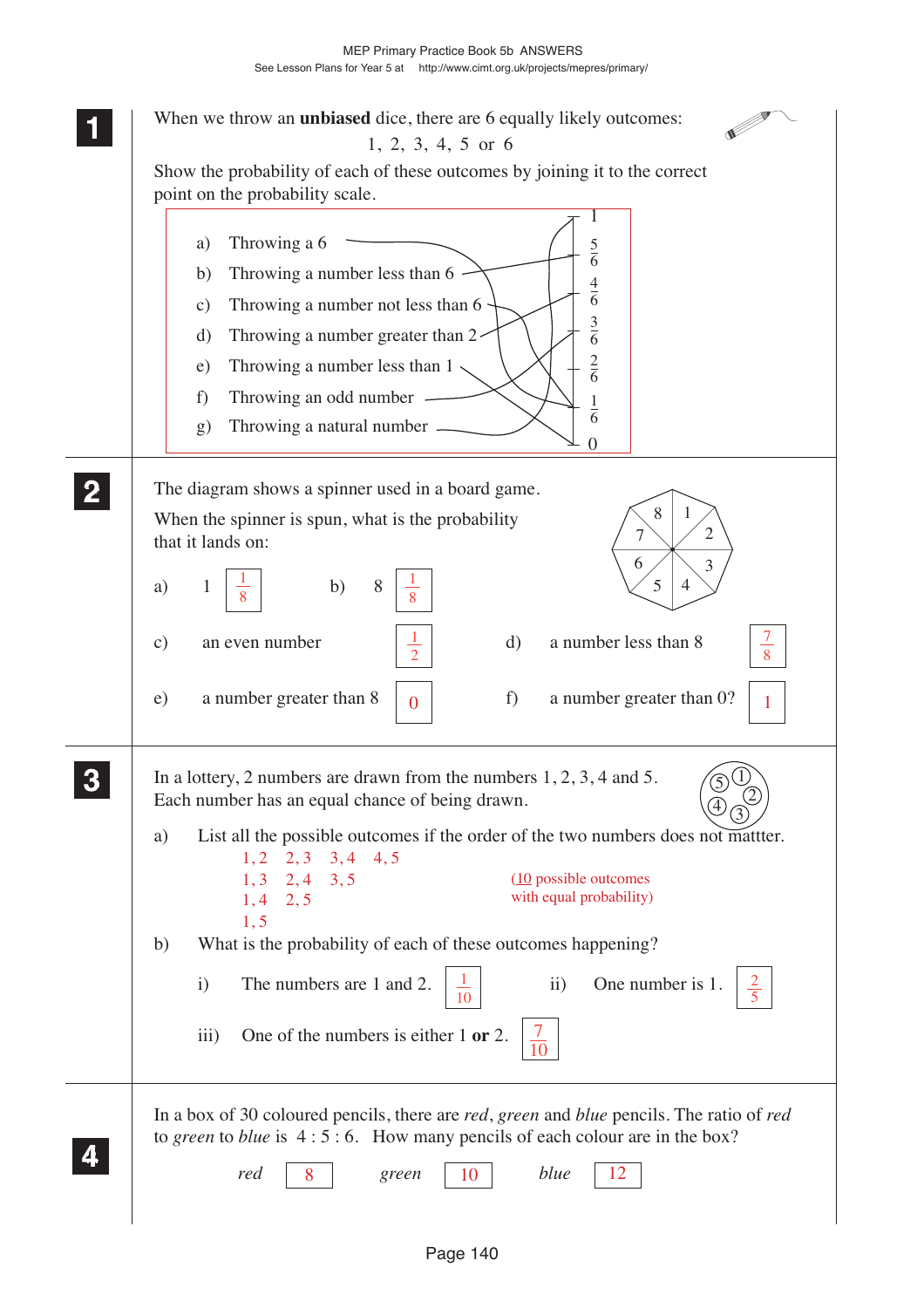**1** When we throw an **unbiased** dice, there are 6 equally likely outcomes:

1, 2, 3, 4, 5 or 6

Show the probability of each of these outcomes by joining it to the correct point on the probability scale.

a) Throwing a 6
b) Throwing a number less than 6
c) Throwing a number not less than 6
d) Throwing a number greater than 2
e) Throwing a number less than 1
f) Throwing an odd number
g) Throwing a natural number

1
$\frac{5}{6}$
$\frac{4}{6}$
$\frac{3}{6}$
$\frac{2}{6}$
$\frac{1}{6}$
0

**2** The diagram shows a spinner used in a board game.

When the spinner is spun, what is the probability that it lands on:

8, 1, 2, 3, 4, 5, 6, 7

a) 1 $\frac{1}{8}$ b) 8 $\frac{1}{8}$

c) an even number $\frac{1}{2}$ d) a number less than 8 $\frac{7}{8}$

e) a number greater than 8 0 f) a number greater than 0? 1

**3** In a lottery, 2 numbers are drawn from the numbers 1, 2, 3, 4 and 5. Each number has an equal chance of being drawn.

1, 2, 3, 4, 5

a) List all the possible outcomes if the order of the two numbers does not mattter.

1, 2 2, 3 3, 4 4, 5
1, 3 2, 4 3, 5
1, 4 2, 5
1, 5

(10 possible outcomes with equal probability)

b) What is the probability of each of these outcomes happening?

i) The numbers are 1 and 2. $\frac{1}{10}$ ii) One number is 1. $\frac{2}{5}$

iii) One of the numbers is either 1 **or** 2. $\frac{7}{10}$

**4** In a box of 30 coloured pencils, there are *red*, *green* and *blue* pencils. The ratio of *red* to *green* to *blue* is 4 : 5 : 6. How many pencils of each colour are in the box?

*red* 8 *green* 10 *blue* 12